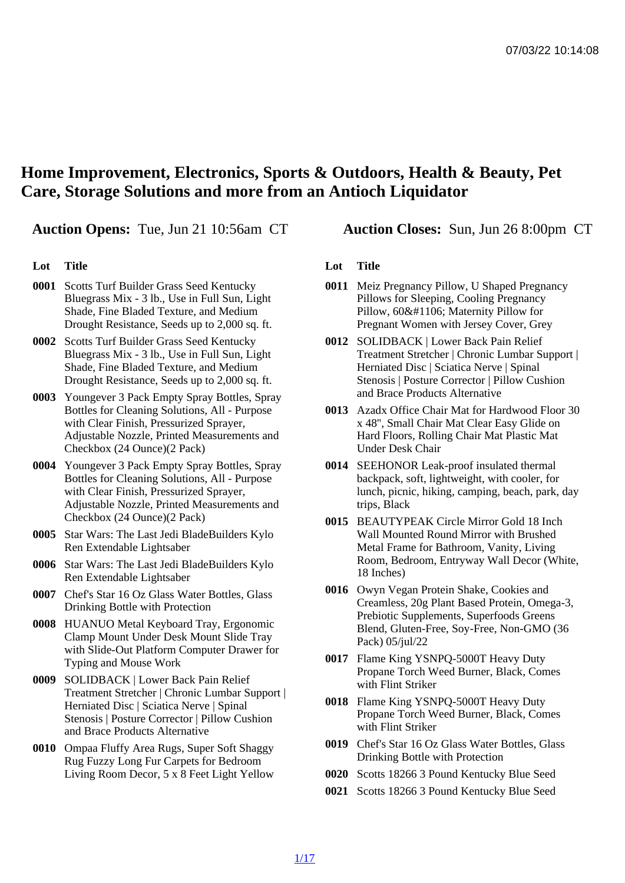# Home Improvement, Electronics, Sports & Outdoors, Health & Beauty, Pet Care, Storage Solutions and more from an Antioch Liquidator

**Auction Opens:** Tue, Jun 21 10:56am CT

**Auction Closes:** Sun, Jun 26 8:00pm CT

| Lot | Title |
|---|---|
| 0001 | Scotts Turf Builder Grass Seed Kentucky Bluegrass Mix - 3 lb., Use in Full Sun, Light Shade, Fine Bladed Texture, and Medium Drought Resistance, Seeds up to 2,000 sq. ft. |
| 0002 | Scotts Turf Builder Grass Seed Kentucky Bluegrass Mix - 3 lb., Use in Full Sun, Light Shade, Fine Bladed Texture, and Medium Drought Resistance, Seeds up to 2,000 sq. ft. |
| 0003 | Youngever 3 Pack Empty Spray Bottles, Spray Bottles for Cleaning Solutions, All - Purpose with Clear Finish, Pressurized Sprayer, Adjustable Nozzle, Printed Measurements and Checkbox (24 Ounce)(2 Pack) |
| 0004 | Youngever 3 Pack Empty Spray Bottles, Spray Bottles for Cleaning Solutions, All - Purpose with Clear Finish, Pressurized Sprayer, Adjustable Nozzle, Printed Measurements and Checkbox (24 Ounce)(2 Pack) |
| 0005 | Star Wars: The Last Jedi BladeBuilders Kylo Ren Extendable Lightsaber |
| 0006 | Star Wars: The Last Jedi BladeBuilders Kylo Ren Extendable Lightsaber |
| 0007 | Chef's Star 16 Oz Glass Water Bottles, Glass Drinking Bottle with Protection |
| 0008 | HUANUO Metal Keyboard Tray, Ergonomic Clamp Mount Under Desk Mount Slide Tray with Slide-Out Platform Computer Drawer for Typing and Mouse Work |
| 0009 | SOLIDBACK \| Lower Back Pain Relief Treatment Stretcher \| Chronic Lumbar Support \| Herniated Disc \| Sciatica Nerve \| Spinal Stenosis \| Posture Corrector \| Pillow Cushion and Brace Products Alternative |
| 0010 | Ompaa Fluffy Area Rugs, Super Soft Shaggy Rug Fuzzy Long Fur Carpets for Bedroom Living Room Decor, 5 x 8 Feet Light Yellow |
| 0011 | Meiz Pregnancy Pillow, U Shaped Pregnancy Pillows for Sleeping, Cooling Pregnancy Pillow, 60&#1106; Maternity Pillow for Pregnant Women with Jersey Cover, Grey |
| 0012 | SOLIDBACK \| Lower Back Pain Relief Treatment Stretcher \| Chronic Lumbar Support \| Herniated Disc \| Sciatica Nerve \| Spinal Stenosis \| Posture Corrector \| Pillow Cushion and Brace Products Alternative |
| 0013 | Azadx Office Chair Mat for Hardwood Floor 30 x 48", Small Chair Mat Clear Easy Glide on Hard Floors, Rolling Chair Mat Plastic Mat Under Desk Chair |
| 0014 | SEEHONOR Leak-proof insulated thermal backpack, soft, lightweight, with cooler, for lunch, picnic, hiking, camping, beach, park, day trips, Black |
| 0015 | BEAUTYPEAK Circle Mirror Gold 18 Inch Wall Mounted Round Mirror with Brushed Metal Frame for Bathroom, Vanity, Living Room, Bedroom, Entryway Wall Decor (White, 18 Inches) |
| 0016 | Owyn Vegan Protein Shake, Cookies and Creamless, 20g Plant Based Protein, Omega-3, Prebiotic Supplements, Superfoods Greens Blend, Gluten-Free, Soy-Free, Non-GMO (36 Pack) 05/jul/22 |
| 0017 | Flame King YSNPQ-5000T Heavy Duty Propane Torch Weed Burner, Black, Comes with Flint Striker |
| 0018 | Flame King YSNPQ-5000T Heavy Duty Propane Torch Weed Burner, Black, Comes with Flint Striker |
| 0019 | Chef's Star 16 Oz Glass Water Bottles, Glass Drinking Bottle with Protection |
| 0020 | Scotts 18266 3 Pound Kentucky Blue Seed |
| 0021 | Scotts 18266 3 Pound Kentucky Blue Seed |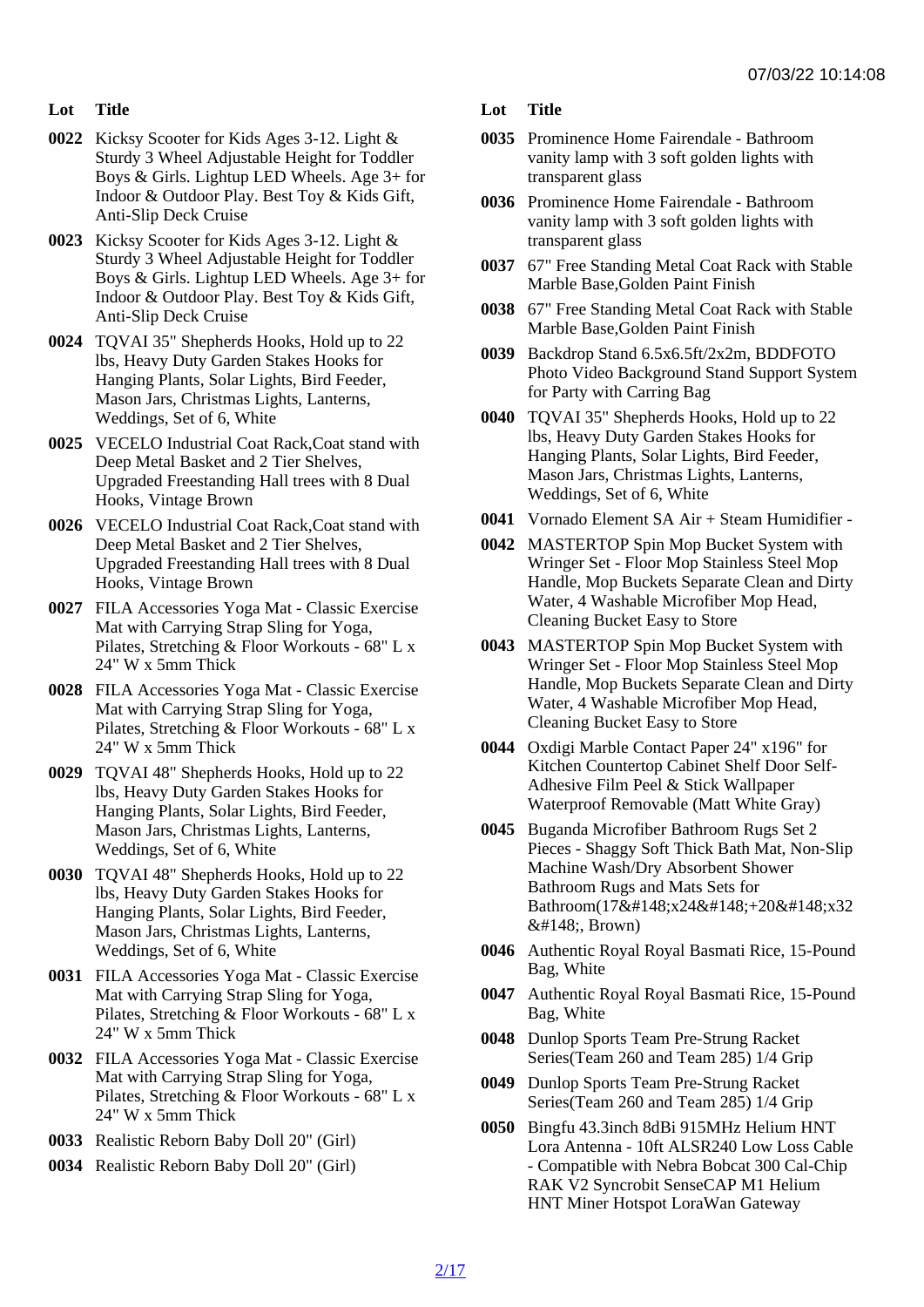| Lot | Title |
| --- | --- |
| 0022 | Kicksy Scooter for Kids Ages 3-12. Light & Sturdy 3 Wheel Adjustable Height for Toddler Boys & Girls. Lightup LED Wheels. Age 3+ for Indoor & Outdoor Play. Best Toy & Kids Gift, Anti-Slip Deck Cruise |
| 0023 | Kicksy Scooter for Kids Ages 3-12. Light & Sturdy 3 Wheel Adjustable Height for Toddler Boys & Girls. Lightup LED Wheels. Age 3+ for Indoor & Outdoor Play. Best Toy & Kids Gift, Anti-Slip Deck Cruise |
| 0024 | TQVAI 35" Shepherds Hooks, Hold up to 22 lbs, Heavy Duty Garden Stakes Hooks for Hanging Plants, Solar Lights, Bird Feeder, Mason Jars, Christmas Lights, Lanterns, Weddings, Set of 6, White |
| 0025 | VECELO Industrial Coat Rack,Coat stand with Deep Metal Basket and 2 Tier Shelves, Upgraded Freestanding Hall trees with 8 Dual Hooks, Vintage Brown |
| 0026 | VECELO Industrial Coat Rack,Coat stand with Deep Metal Basket and 2 Tier Shelves, Upgraded Freestanding Hall trees with 8 Dual Hooks, Vintage Brown |
| 0027 | FILA Accessories Yoga Mat - Classic Exercise Mat with Carrying Strap Sling for Yoga, Pilates, Stretching & Floor Workouts - 68" L x 24" W x 5mm Thick |
| 0028 | FILA Accessories Yoga Mat - Classic Exercise Mat with Carrying Strap Sling for Yoga, Pilates, Stretching & Floor Workouts - 68" L x 24" W x 5mm Thick |
| 0029 | TQVAI 48" Shepherds Hooks, Hold up to 22 lbs, Heavy Duty Garden Stakes Hooks for Hanging Plants, Solar Lights, Bird Feeder, Mason Jars, Christmas Lights, Lanterns, Weddings, Set of 6, White |
| 0030 | TQVAI 48" Shepherds Hooks, Hold up to 22 lbs, Heavy Duty Garden Stakes Hooks for Hanging Plants, Solar Lights, Bird Feeder, Mason Jars, Christmas Lights, Lanterns, Weddings, Set of 6, White |
| 0031 | FILA Accessories Yoga Mat - Classic Exercise Mat with Carrying Strap Sling for Yoga, Pilates, Stretching & Floor Workouts - 68" L x 24" W x 5mm Thick |
| 0032 | FILA Accessories Yoga Mat - Classic Exercise Mat with Carrying Strap Sling for Yoga, Pilates, Stretching & Floor Workouts - 68" L x 24" W x 5mm Thick |
| 0033 | Realistic Reborn Baby Doll 20" (Girl) |
| 0034 | Realistic Reborn Baby Doll 20" (Girl) |
| 0035 | Prominence Home Fairendale - Bathroom vanity lamp with 3 soft golden lights with transparent glass |
| 0036 | Prominence Home Fairendale - Bathroom vanity lamp with 3 soft golden lights with transparent glass |
| 0037 | 67" Free Standing Metal Coat Rack with Stable Marble Base,Golden Paint Finish |
| 0038 | 67" Free Standing Metal Coat Rack with Stable Marble Base,Golden Paint Finish |
| 0039 | Backdrop Stand 6.5x6.5ft/2x2m, BDDFOTO Photo Video Background Stand Support System for Party with Carring Bag |
| 0040 | TQVAI 35" Shepherds Hooks, Hold up to 22 lbs, Heavy Duty Garden Stakes Hooks for Hanging Plants, Solar Lights, Bird Feeder, Mason Jars, Christmas Lights, Lanterns, Weddings, Set of 6, White |
| 0041 | Vornado Element SA Air + Steam Humidifier - |
| 0042 | MASTERTOP Spin Mop Bucket System with Wringer Set - Floor Mop Stainless Steel Mop Handle, Mop Buckets Separate Clean and Dirty Water, 4 Washable Microfiber Mop Head, Cleaning Bucket Easy to Store |
| 0043 | MASTERTOP Spin Mop Bucket System with Wringer Set - Floor Mop Stainless Steel Mop Handle, Mop Buckets Separate Clean and Dirty Water, 4 Washable Microfiber Mop Head, Cleaning Bucket Easy to Store |
| 0044 | Oxdigi Marble Contact Paper 24" x196" for Kitchen Countertop Cabinet Shelf Door Self-Adhesive Film Peel & Stick Wallpaper Waterproof Removable (Matt White Gray) |
| 0045 | Buganda Microfiber Bathroom Rugs Set 2 Pieces - Shaggy Soft Thick Bath Mat, Non-Slip Machine Wash/Dry Absorbent Shower Bathroom Rugs and Mats Sets for Bathroom(17&#148;x24&#148;+20&#148;x32&#148;, Brown) |
| 0046 | Authentic Royal Royal Basmati Rice, 15-Pound Bag, White |
| 0047 | Authentic Royal Royal Basmati Rice, 15-Pound Bag, White |
| 0048 | Dunlop Sports Team Pre-Strung Racket Series(Team 260 and Team 285) 1/4 Grip |
| 0049 | Dunlop Sports Team Pre-Strung Racket Series(Team 260 and Team 285) 1/4 Grip |
| 0050 | Bingfu 43.3inch 8dBi 915MHz Helium HNT Lora Antenna - 10ft ALSR240 Low Loss Cable - Compatible with Nebra Bobcat 300 Cal-Chip RAK V2 Syncrobit SenseCAP M1 Helium HNT Miner Hotspot LoraWan Gateway |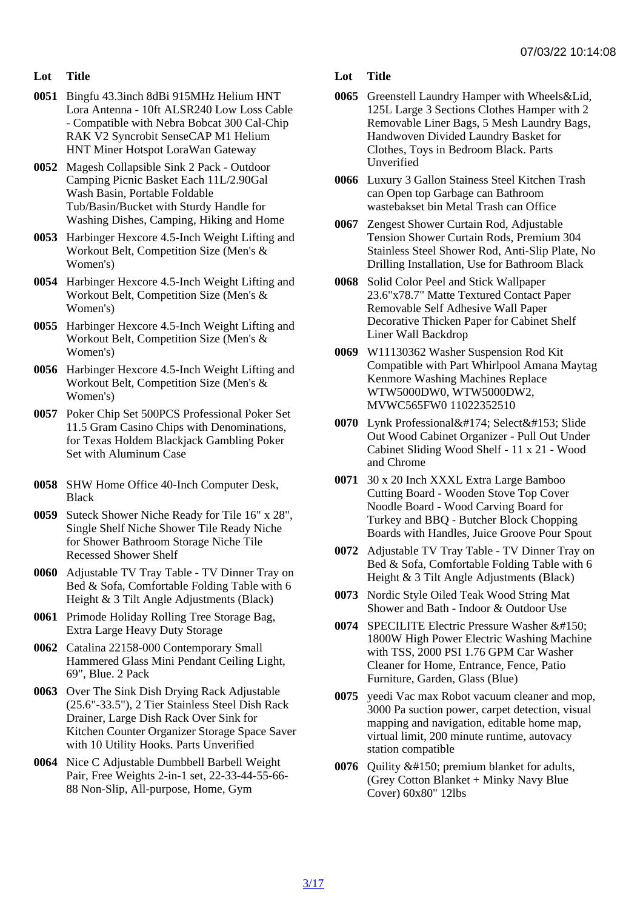| Lot | Title |
|---|---|
| 0051 | Bingfu 43.3inch 8dBi 915MHz Helium HNT Lora Antenna - 10ft ALSR240 Low Loss Cable - Compatible with Nebra Bobcat 300 Cal-Chip RAK V2 Syncrobit SenseCAP M1 Helium HNT Miner Hotspot LoraWan Gateway |
| 0052 | Magesh Collapsible Sink 2 Pack - Outdoor Camping Picnic Basket Each 11L/2.90Gal Wash Basin, Portable Foldable Tub/Basin/Bucket with Sturdy Handle for Washing Dishes, Camping, Hiking and Home |
| 0053 | Harbinger Hexcore 4.5-Inch Weight Lifting and Workout Belt, Competition Size (Men's & Women's) |
| 0054 | Harbinger Hexcore 4.5-Inch Weight Lifting and Workout Belt, Competition Size (Men's & Women's) |
| 0055 | Harbinger Hexcore 4.5-Inch Weight Lifting and Workout Belt, Competition Size (Men's & Women's) |
| 0056 | Harbinger Hexcore 4.5-Inch Weight Lifting and Workout Belt, Competition Size (Men's & Women's) |
| 0057 | Poker Chip Set 500PCS Professional Poker Set 11.5 Gram Casino Chips with Denominations, for Texas Holdem Blackjack Gambling Poker Set with Aluminum Case |
| 0058 | SHW Home Office 40-Inch Computer Desk, Black |
| 0059 | Suteck Shower Niche Ready for Tile 16" x 28", Single Shelf Niche Shower Tile Ready Niche for Shower Bathroom Storage Niche Tile Recessed Shower Shelf |
| 0060 | Adjustable TV Tray Table - TV Dinner Tray on Bed & Sofa, Comfortable Folding Table with 6 Height & 3 Tilt Angle Adjustments (Black) |
| 0061 | Primode Holiday Rolling Tree Storage Bag, Extra Large Heavy Duty Storage |
| 0062 | Catalina 22158-000 Contemporary Small Hammered Glass Mini Pendant Ceiling Light, 69", Blue. 2 Pack |
| 0063 | Over The Sink Dish Drying Rack Adjustable (25.6"-33.5"), 2 Tier Stainless Steel Dish Rack Drainer, Large Dish Rack Over Sink for Kitchen Counter Organizer Storage Space Saver with 10 Utility Hooks. Parts Unverified |
| 0064 | Nice C Adjustable Dumbbell Barbell Weight Pair, Free Weights 2-in-1 set, 22-33-44-55-66-88 Non-Slip, All-purpose, Home, Gym |
| 0065 | Greenstell Laundry Hamper with Wheels&Lid, 125L Large 3 Sections Clothes Hamper with 2 Removable Liner Bags, 5 Mesh Laundry Bags, Handwoven Divided Laundry Basket for Clothes, Toys in Bedroom Black. Parts Unverified |
| 0066 | Luxury 3 Gallon Stainess Steel Kitchen Trash can Open top Garbage can Bathroom wastebakset bin Metal Trash can Office |
| 0067 | Zengest Shower Curtain Rod, Adjustable Tension Shower Curtain Rods, Premium 304 Stainless Steel Shower Rod, Anti-Slip Plate, No Drilling Installation, Use for Bathroom Black |
| 0068 | Solid Color Peel and Stick Wallpaper 23.6"x78.7" Matte Textured Contact Paper Removable Self Adhesive Wall Paper Decorative Thicken Paper for Cabinet Shelf Liner Wall Backdrop |
| 0069 | W11130362 Washer Suspension Rod Kit Compatible with Part Whirlpool Amana Maytag Kenmore Washing Machines Replace WTW5000DW0, WTW5000DW2, MVWC565FW0 11022352510 |
| 0070 | Lynk Professional&#174; Select&#153; Slide Out Wood Cabinet Organizer - Pull Out Under Cabinet Sliding Wood Shelf - 11 x 21 - Wood and Chrome |
| 0071 | 30 x 20 Inch XXXL Extra Large Bamboo Cutting Board - Wooden Stove Top Cover Noodle Board - Wood Carving Board for Turkey and BBQ - Butcher Block Chopping Boards with Handles, Juice Groove Pour Spout |
| 0072 | Adjustable TV Tray Table - TV Dinner Tray on Bed & Sofa, Comfortable Folding Table with 6 Height & 3 Tilt Angle Adjustments (Black) |
| 0073 | Nordic Style Oiled Teak Wood String Mat Shower and Bath - Indoor & Outdoor Use |
| 0074 | SPECILITE Electric Pressure Washer &#150; 1800W High Power Electric Washing Machine with TSS, 2000 PSI 1.76 GPM Car Washer Cleaner for Home, Entrance, Fence, Patio Furniture, Garden, Glass (Blue) |
| 0075 | yeedi Vac max Robot vacuum cleaner and mop, 3000 Pa suction power, carpet detection, visual mapping and navigation, editable home map, virtual limit, 200 minute runtime, autovacy station compatible |
| 0076 | Quility &#150; premium blanket for adults, (Grey Cotton Blanket + Minky Navy Blue Cover) 60x80" 12lbs |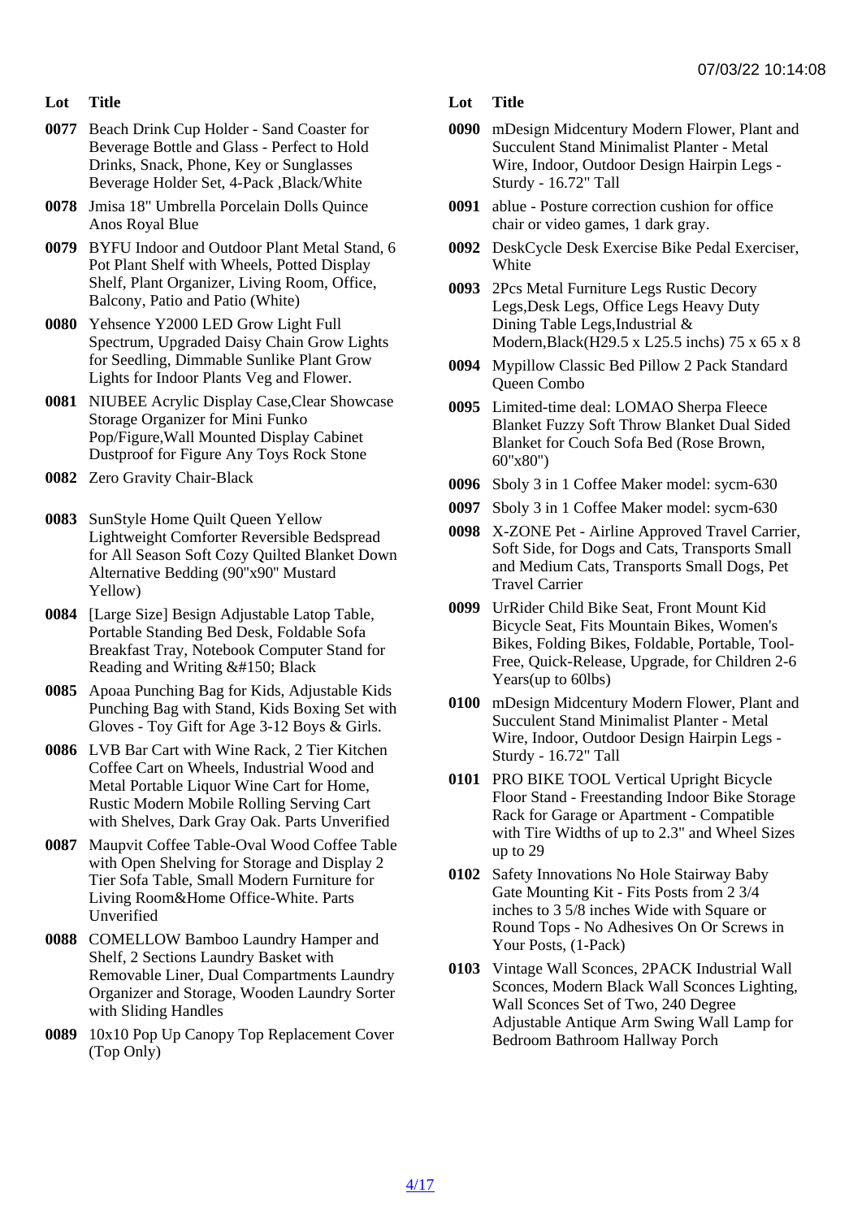| Lot | Title |
|---|---|
| 0077 | Beach Drink Cup Holder - Sand Coaster for Beverage Bottle and Glass - Perfect to Hold Drinks, Snack, Phone, Key or Sunglasses Beverage Holder Set, 4-Pack ,Black/White |
| 0078 | Jmisa 18" Umbrella Porcelain Dolls Quince Anos Royal Blue |
| 0079 | BYFU Indoor and Outdoor Plant Metal Stand, 6 Pot Plant Shelf with Wheels, Potted Display Shelf, Plant Organizer, Living Room, Office, Balcony, Patio and Patio (White) |
| 0080 | Yehsence Y2000 LED Grow Light Full Spectrum, Upgraded Daisy Chain Grow Lights for Seedling, Dimmable Sunlike Plant Grow Lights for Indoor Plants Veg and Flower. |
| 0081 | NIUBEE Acrylic Display Case,Clear Showcase Storage Organizer for Mini Funko Pop/Figure,Wall Mounted Display Cabinet Dustproof for Figure Any Toys Rock Stone |
| 0082 | Zero Gravity Chair-Black |
| 0083 | SunStyle Home Quilt Queen Yellow Lightweight Comforter Reversible Bedspread for All Season Soft Cozy Quilted Blanket Down Alternative Bedding (90"x90" Mustard Yellow) |
| 0084 | [Large Size] Besign Adjustable Latop Table, Portable Standing Bed Desk, Foldable Sofa Breakfast Tray, Notebook Computer Stand for Reading and Writing &#150; Black |
| 0085 | Apoaa Punching Bag for Kids, Adjustable Kids Punching Bag with Stand, Kids Boxing Set with Gloves - Toy Gift for Age 3-12 Boys & Girls. |
| 0086 | LVB Bar Cart with Wine Rack, 2 Tier Kitchen Coffee Cart on Wheels, Industrial Wood and Metal Portable Liquor Wine Cart for Home, Rustic Modern Mobile Rolling Serving Cart with Shelves, Dark Gray Oak. Parts Unverified |
| 0087 | Maupvit Coffee Table-Oval Wood Coffee Table with Open Shelving for Storage and Display 2 Tier Sofa Table, Small Modern Furniture for Living Room&Home Office-White. Parts Unverified |
| 0088 | COMELLOW Bamboo Laundry Hamper and Shelf, 2 Sections Laundry Basket with Removable Liner, Dual Compartments Laundry Organizer and Storage, Wooden Laundry Sorter with Sliding Handles |
| 0089 | 10x10 Pop Up Canopy Top Replacement Cover (Top Only) |
| 0090 | mDesign Midcentury Modern Flower, Plant and Succulent Stand Minimalist Planter - Metal Wire, Indoor, Outdoor Design Hairpin Legs - Sturdy - 16.72" Tall |
| 0091 | ablue - Posture correction cushion for office chair or video games, 1 dark gray. |
| 0092 | DeskCycle Desk Exercise Bike Pedal Exerciser, White |
| 0093 | 2Pcs Metal Furniture Legs Rustic Decory Legs,Desk Legs, Office Legs Heavy Duty Dining Table Legs,Industrial & Modern,Black(H29.5 x L25.5 inchs) 75 x 65 x 8 |
| 0094 | Mypillow Classic Bed Pillow 2 Pack Standard Queen Combo |
| 0095 | Limited-time deal: LOMAO Sherpa Fleece Blanket Fuzzy Soft Throw Blanket Dual Sided Blanket for Couch Sofa Bed (Rose Brown, 60"x80") |
| 0096 | Sboly 3 in 1 Coffee Maker model: sycm-630 |
| 0097 | Sboly 3 in 1 Coffee Maker model: sycm-630 |
| 0098 | X-ZONE Pet - Airline Approved Travel Carrier, Soft Side, for Dogs and Cats, Transports Small and Medium Cats, Transports Small Dogs, Pet Travel Carrier |
| 0099 | UrRider Child Bike Seat, Front Mount Kid Bicycle Seat, Fits Mountain Bikes, Women's Bikes, Folding Bikes, Foldable, Portable, Tool-Free, Quick-Release, Upgrade, for Children 2-6 Years(up to 60lbs) |
| 0100 | mDesign Midcentury Modern Flower, Plant and Succulent Stand Minimalist Planter - Metal Wire, Indoor, Outdoor Design Hairpin Legs - Sturdy - 16.72" Tall |
| 0101 | PRO BIKE TOOL Vertical Upright Bicycle Floor Stand - Freestanding Indoor Bike Storage Rack for Garage or Apartment - Compatible with Tire Widths of up to 2.3" and Wheel Sizes up to 29 |
| 0102 | Safety Innovations No Hole Stairway Baby Gate Mounting Kit - Fits Posts from 2 3/4 inches to 3 5/8 inches Wide with Square or Round Tops - No Adhesives On Or Screws in Your Posts, (1-Pack) |
| 0103 | Vintage Wall Sconces, 2PACK Industrial Wall Sconces, Modern Black Wall Sconces Lighting, Wall Sconces Set of Two, 240 Degree Adjustable Antique Arm Swing Wall Lamp for Bedroom Bathroom Hallway Porch |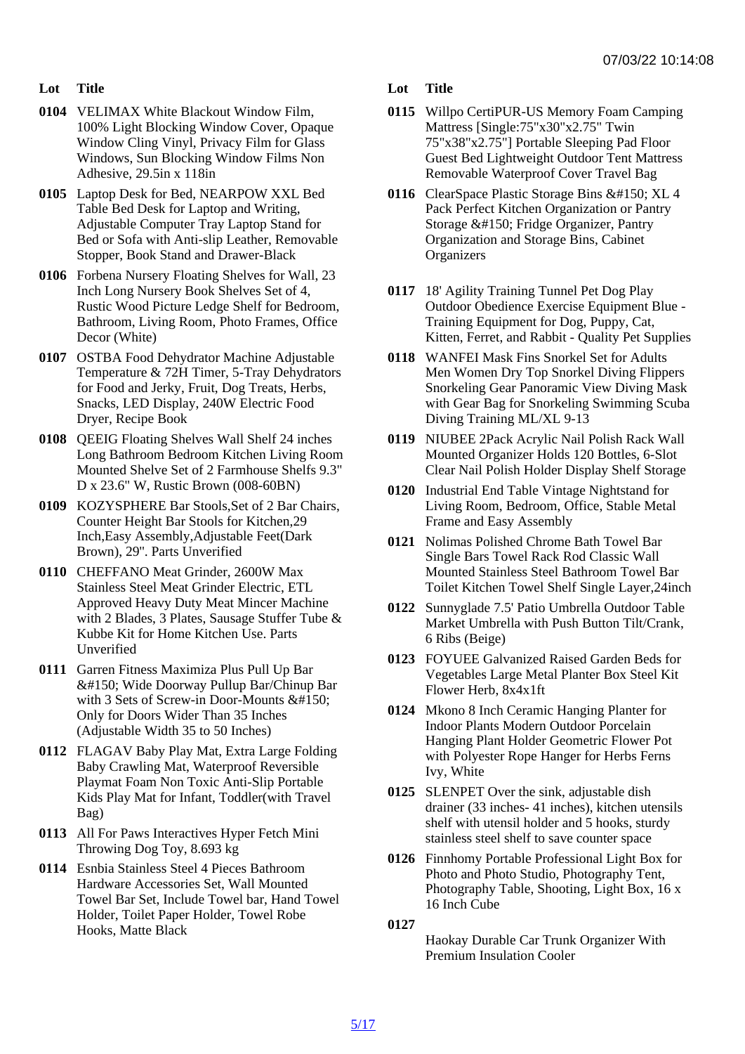| Lot | Title |
| --- | --- |
| 0104 | VELIMAX White Blackout Window Film, 100% Light Blocking Window Cover, Opaque Window Cling Vinyl, Privacy Film for Glass Windows, Sun Blocking Window Films Non Adhesive, 29.5in x 118in |
| 0105 | Laptop Desk for Bed, NEARPOW XXL Bed Table Bed Desk for Laptop and Writing, Adjustable Computer Tray Laptop Stand for Bed or Sofa with Anti-slip Leather, Removable Stopper, Book Stand and Drawer-Black |
| 0106 | Forbena Nursery Floating Shelves for Wall, 23 Inch Long Nursery Book Shelves Set of 4, Rustic Wood Picture Ledge Shelf for Bedroom, Bathroom, Living Room, Photo Frames, Office Decor (White) |
| 0107 | OSTBA Food Dehydrator Machine Adjustable Temperature & 72H Timer, 5-Tray Dehydrators for Food and Jerky, Fruit, Dog Treats, Herbs, Snacks, LED Display, 240W Electric Food Dryer, Recipe Book |
| 0108 | QEEIG Floating Shelves Wall Shelf 24 inches Long Bathroom Bedroom Kitchen Living Room Mounted Shelve Set of 2 Farmhouse Shelfs 9.3" D x 23.6" W, Rustic Brown (008-60BN) |
| 0109 | KOZYSPHERE Bar Stools,Set of 2 Bar Chairs, Counter Height Bar Stools for Kitchen,29 Inch,Easy Assembly,Adjustable Feet(Dark Brown), 29". Parts Unverified |
| 0110 | CHEFFANO Meat Grinder, 2600W Max Stainless Steel Meat Grinder Electric, ETL Approved Heavy Duty Meat Mincer Machine with 2 Blades, 3 Plates, Sausage Stuffer Tube & Kubbe Kit for Home Kitchen Use. Parts Unverified |
| 0111 | Garren Fitness Maximiza Plus Pull Up Bar &#150; Wide Doorway Pullup Bar/Chinup Bar with 3 Sets of Screw-in Door-Mounts &#150; Only for Doors Wider Than 35 Inches (Adjustable Width 35 to 50 Inches) |
| 0112 | FLAGAV Baby Play Mat, Extra Large Folding Baby Crawling Mat, Waterproof Reversible Playmat Foam Non Toxic Anti-Slip Portable Kids Play Mat for Infant, Toddler(with Travel Bag) |
| 0113 | All For Paws Interactives Hyper Fetch Mini Throwing Dog Toy, 8.693 kg |
| 0114 | Esnbia Stainless Steel 4 Pieces Bathroom Hardware Accessories Set, Wall Mounted Towel Bar Set, Include Towel bar, Hand Towel Holder, Toilet Paper Holder, Towel Robe Hooks, Matte Black |
| 0115 | Willpo CertiPUR-US Memory Foam Camping Mattress [Single:75"x30"x2.75" Twin 75"x38"x2.75"] Portable Sleeping Pad Floor Guest Bed Lightweight Outdoor Tent Mattress Removable Waterproof Cover Travel Bag |
| 0116 | ClearSpace Plastic Storage Bins &#150; XL 4 Pack Perfect Kitchen Organization or Pantry Storage &#150; Fridge Organizer, Pantry Organization and Storage Bins, Cabinet Organizers |
| 0117 | 18' Agility Training Tunnel Pet Dog Play Outdoor Obedience Exercise Equipment Blue - Training Equipment for Dog, Puppy, Cat, Kitten, Ferret, and Rabbit - Quality Pet Supplies |
| 0118 | WANFEI Mask Fins Snorkel Set for Adults Men Women Dry Top Snorkel Diving Flippers Snorkeling Gear Panoramic View Diving Mask with Gear Bag for Snorkeling Swimming Scuba Diving Training ML/XL 9-13 |
| 0119 | NIUBEE 2Pack Acrylic Nail Polish Rack Wall Mounted Organizer Holds 120 Bottles, 6-Slot Clear Nail Polish Holder Display Shelf Storage |
| 0120 | Industrial End Table Vintage Nightstand for Living Room, Bedroom, Office, Stable Metal Frame and Easy Assembly |
| 0121 | Nolimas Polished Chrome Bath Towel Bar Single Bars Towel Rack Rod Classic Wall Mounted Stainless Steel Bathroom Towel Bar Toilet Kitchen Towel Shelf Single Layer,24inch |
| 0122 | Sunnyglade 7.5' Patio Umbrella Outdoor Table Market Umbrella with Push Button Tilt/Crank, 6 Ribs (Beige) |
| 0123 | FOYUEE Galvanized Raised Garden Beds for Vegetables Large Metal Planter Box Steel Kit Flower Herb, 8x4x1ft |
| 0124 | Mkono 8 Inch Ceramic Hanging Planter for Indoor Plants Modern Outdoor Porcelain Hanging Plant Holder Geometric Flower Pot with Polyester Rope Hanger for Herbs Ferns Ivy, White |
| 0125 | SLENPET Over the sink, adjustable dish drainer (33 inches- 41 inches), kitchen utensils shelf with utensil holder and 5 hooks, sturdy stainless steel shelf to save counter space |
| 0126 | Finnhomy Portable Professional Light Box for Photo and Photo Studio, Photography Tent, Photography Table, Shooting, Light Box, 16 x 16 Inch Cube |
| 0127 | Haokay Durable Car Trunk Organizer With Premium Insulation Cooler |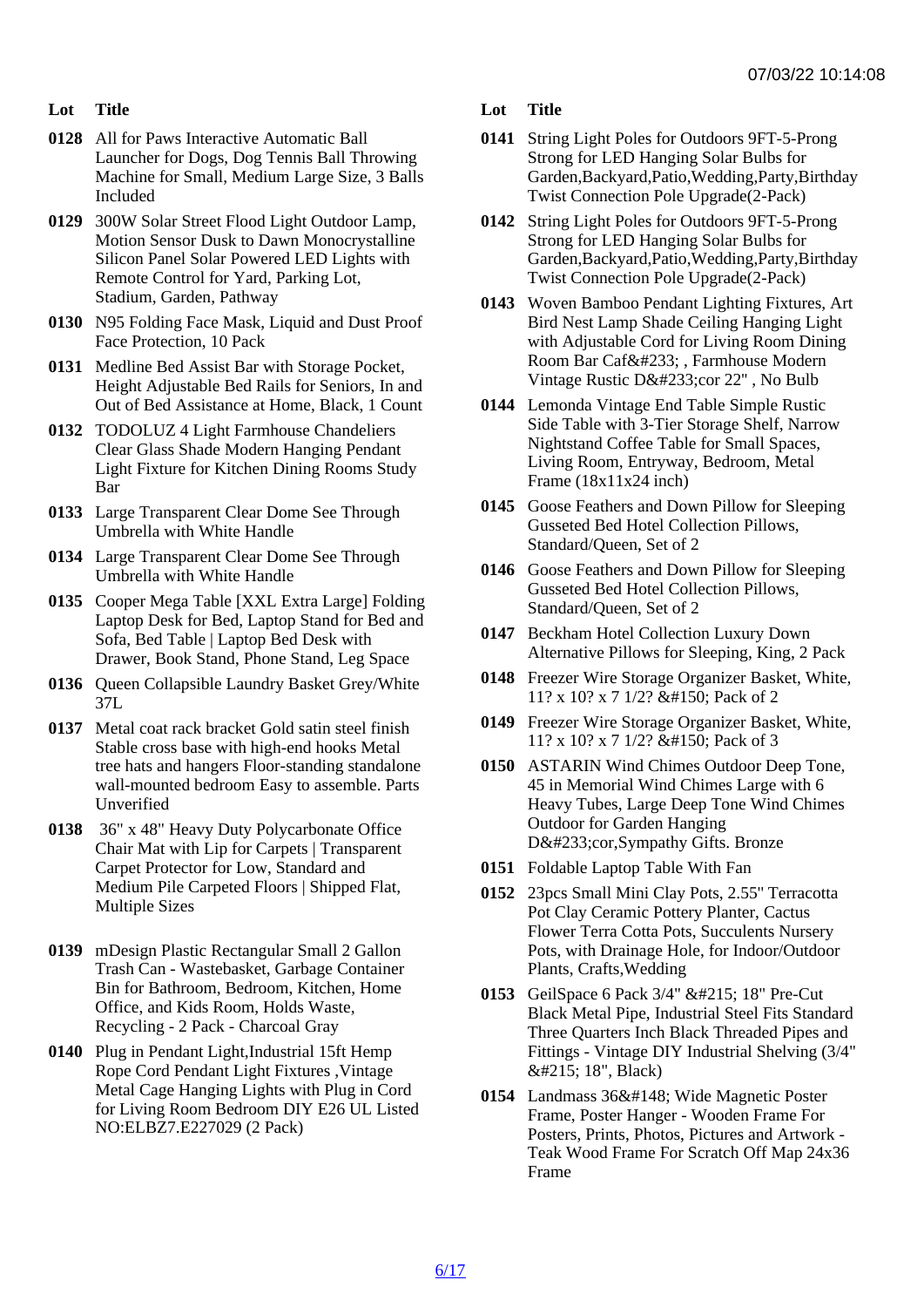| Lot | Title |
| --- | --- |
| 0128 | All for Paws Interactive Automatic Ball Launcher for Dogs, Dog Tennis Ball Throwing Machine for Small, Medium Large Size, 3 Balls Included |
| 0129 | 300W Solar Street Flood Light Outdoor Lamp, Motion Sensor Dusk to Dawn Monocrystalline Silicon Panel Solar Powered LED Lights with Remote Control for Yard, Parking Lot, Stadium, Garden, Pathway |
| 0130 | N95 Folding Face Mask, Liquid and Dust Proof Face Protection, 10 Pack |
| 0131 | Medline Bed Assist Bar with Storage Pocket, Height Adjustable Bed Rails for Seniors, In and Out of Bed Assistance at Home, Black, 1 Count |
| 0132 | TODOLUZ 4 Light Farmhouse Chandeliers Clear Glass Shade Modern Hanging Pendant Light Fixture for Kitchen Dining Rooms Study Bar |
| 0133 | Large Transparent Clear Dome See Through Umbrella with White Handle |
| 0134 | Large Transparent Clear Dome See Through Umbrella with White Handle |
| 0135 | Cooper Mega Table [XXL Extra Large] Folding Laptop Desk for Bed, Laptop Stand for Bed and Sofa, Bed Table \| Laptop Bed Desk with Drawer, Book Stand, Phone Stand, Leg Space |
| 0136 | Queen Collapsible Laundry Basket Grey/White 37L |
| 0137 | Metal coat rack bracket Gold satin steel finish Stable cross base with high-end hooks Metal tree hats and hangers Floor-standing standalone wall-mounted bedroom Easy to assemble. Parts Unverified |
| 0138 | 36" x 48" Heavy Duty Polycarbonate Office Chair Mat with Lip for Carpets \| Transparent Carpet Protector for Low, Standard and Medium Pile Carpeted Floors \| Shipped Flat, Multiple Sizes |
| 0139 | mDesign Plastic Rectangular Small 2 Gallon Trash Can - Wastebasket, Garbage Container Bin for Bathroom, Bedroom, Kitchen, Home Office, and Kids Room, Holds Waste, Recycling - 2 Pack - Charcoal Gray |
| 0140 | Plug in Pendant Light,Industrial 15ft Hemp Rope Cord Pendant Light Fixtures ,Vintage Metal Cage Hanging Lights with Plug in Cord for Living Room Bedroom DIY E26 UL Listed NO:ELBZ7.E227029 (2 Pack) |
| 0141 | String Light Poles for Outdoors 9FT-5-Prong Strong for LED Hanging Solar Bulbs for Garden,Backyard,Patio,Wedding,Party,Birthday Twist Connection Pole Upgrade(2-Pack) |
| 0142 | String Light Poles for Outdoors 9FT-5-Prong Strong for LED Hanging Solar Bulbs for Garden,Backyard,Patio,Wedding,Party,Birthday Twist Connection Pole Upgrade(2-Pack) |
| 0143 | Woven Bamboo Pendant Lighting Fixtures, Art Bird Nest Lamp Shade Ceiling Hanging Light with Adjustable Cord for Living Room Dining Room Bar Caf&#233; , Farmhouse Modern Vintage Rustic D&#233;cor 22" , No Bulb |
| 0144 | Lemonda Vintage End Table Simple Rustic Side Table with 3-Tier Storage Shelf, Narrow Nightstand Coffee Table for Small Spaces, Living Room, Entryway, Bedroom, Metal Frame (18x11x24 inch) |
| 0145 | Goose Feathers and Down Pillow for Sleeping Gusseted Bed Hotel Collection Pillows, Standard/Queen, Set of 2 |
| 0146 | Goose Feathers and Down Pillow for Sleeping Gusseted Bed Hotel Collection Pillows, Standard/Queen, Set of 2 |
| 0147 | Beckham Hotel Collection Luxury Down Alternative Pillows for Sleeping, King, 2 Pack |
| 0148 | Freezer Wire Storage Organizer Basket, White, 11? x 10? x 7 1/2? &#150; Pack of 2 |
| 0149 | Freezer Wire Storage Organizer Basket, White, 11? x 10? x 7 1/2? &#150; Pack of 3 |
| 0150 | ASTARIN Wind Chimes Outdoor Deep Tone, 45 in Memorial Wind Chimes Large with 6 Heavy Tubes, Large Deep Tone Wind Chimes Outdoor for Garden Hanging D&#233;cor,Sympathy Gifts. Bronze |
| 0151 | Foldable Laptop Table With Fan |
| 0152 | 23pcs Small Mini Clay Pots, 2.55" Terracotta Pot Clay Ceramic Pottery Planter, Cactus Flower Terra Cotta Pots, Succulents Nursery Pots, with Drainage Hole, for Indoor/Outdoor Plants, Crafts,Wedding |
| 0153 | GeilSpace 6 Pack 3/4" &#215; 18" Pre-Cut Black Metal Pipe, Industrial Steel Fits Standard Three Quarters Inch Black Threaded Pipes and Fittings - Vintage DIY Industrial Shelving (3/4" &#215; 18", Black) |
| 0154 | Landmass 36&#148; Wide Magnetic Poster Frame, Poster Hanger - Wooden Frame For Posters, Prints, Photos, Pictures and Artwork - Teak Wood Frame For Scratch Off Map 24x36 Frame |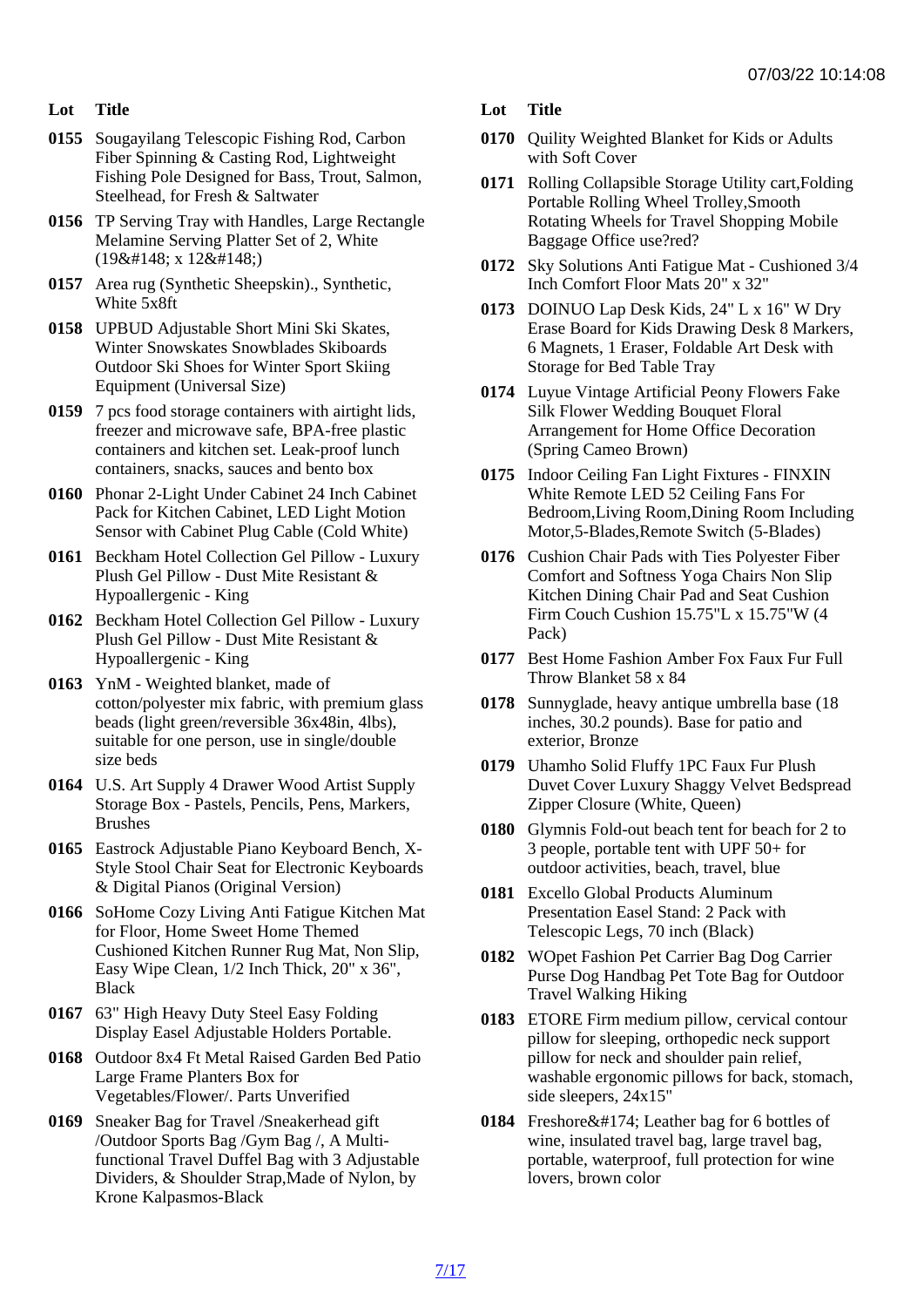| Lot | Title |
|---|---|
| 0155 | Sougayilang Telescopic Fishing Rod, Carbon Fiber Spinning & Casting Rod, Lightweight Fishing Pole Designed for Bass, Trout, Salmon, Steelhead, for Fresh & Saltwater |
| 0156 | TP Serving Tray with Handles, Large Rectangle Melamine Serving Platter Set of 2, White (19&#148; x 12&#148;) |
| 0157 | Area rug (Synthetic Sheepskin)., Synthetic, White 5x8ft |
| 0158 | UPBUD Adjustable Short Mini Ski Skates, Winter Snowskates Snowblades Skiboards Outdoor Ski Shoes for Winter Sport Skiing Equipment (Universal Size) |
| 0159 | 7 pcs food storage containers with airtight lids, freezer and microwave safe, BPA-free plastic containers and kitchen set. Leak-proof lunch containers, snacks, sauces and bento box |
| 0160 | Phonar 2-Light Under Cabinet 24 Inch Cabinet Pack for Kitchen Cabinet, LED Light Motion Sensor with Cabinet Plug Cable (Cold White) |
| 0161 | Beckham Hotel Collection Gel Pillow - Luxury Plush Gel Pillow - Dust Mite Resistant & Hypoallergenic - King |
| 0162 | Beckham Hotel Collection Gel Pillow - Luxury Plush Gel Pillow - Dust Mite Resistant & Hypoallergenic - King |
| 0163 | YnM - Weighted blanket, made of cotton/polyester mix fabric, with premium glass beads (light green/reversible 36x48in, 4lbs), suitable for one person, use in single/double size beds |
| 0164 | U.S. Art Supply 4 Drawer Wood Artist Supply Storage Box - Pastels, Pencils, Pens, Markers, Brushes |
| 0165 | Eastrock Adjustable Piano Keyboard Bench, X-Style Stool Chair Seat for Electronic Keyboards & Digital Pianos (Original Version) |
| 0166 | SoHome Cozy Living Anti Fatigue Kitchen Mat for Floor, Home Sweet Home Themed Cushioned Kitchen Runner Rug Mat, Non Slip, Easy Wipe Clean, 1/2 Inch Thick, 20" x 36", Black |
| 0167 | 63" High Heavy Duty Steel Easy Folding Display Easel Adjustable Holders Portable. |
| 0168 | Outdoor 8x4 Ft Metal Raised Garden Bed Patio Large Frame Planters Box for Vegetables/Flower/. Parts Unverified |
| 0169 | Sneaker Bag for Travel /Sneakerhead gift /Outdoor Sports Bag /Gym Bag /, A Multi-functional Travel Duffel Bag with 3 Adjustable Dividers, & Shoulder Strap,Made of Nylon, by Krone Kalpasmos-Black |
| 0170 | Quility Weighted Blanket for Kids or Adults with Soft Cover |
| 0171 | Rolling Collapsible Storage Utility cart,Folding Portable Rolling Wheel Trolley,Smooth Rotating Wheels for Travel Shopping Mobile Baggage Office use?red? |
| 0172 | Sky Solutions Anti Fatigue Mat - Cushioned 3/4 Inch Comfort Floor Mats 20" x 32" |
| 0173 | DOINUO Lap Desk Kids, 24" L x 16" W Dry Erase Board for Kids Drawing Desk 8 Markers, 6 Magnets, 1 Eraser, Foldable Art Desk with Storage for Bed Table Tray |
| 0174 | Luyue Vintage Artificial Peony Flowers Fake Silk Flower Wedding Bouquet Floral Arrangement for Home Office Decoration (Spring Cameo Brown) |
| 0175 | Indoor Ceiling Fan Light Fixtures - FINXIN White Remote LED 52 Ceiling Fans For Bedroom,Living Room,Dining Room Including Motor,5-Blades,Remote Switch (5-Blades) |
| 0176 | Cushion Chair Pads with Ties Polyester Fiber Comfort and Softness Yoga Chairs Non Slip Kitchen Dining Chair Pad and Seat Cushion Firm Couch Cushion 15.75"L x 15.75"W (4 Pack) |
| 0177 | Best Home Fashion Amber Fox Faux Fur Full Throw Blanket 58 x 84 |
| 0178 | Sunnyglade, heavy antique umbrella base (18 inches, 30.2 pounds). Base for patio and exterior, Bronze |
| 0179 | Uhamho Solid Fluffy 1PC Faux Fur Plush Duvet Cover Luxury Shaggy Velvet Bedspread Zipper Closure (White, Queen) |
| 0180 | Glymnis Fold-out beach tent for beach for 2 to 3 people, portable tent with UPF 50+ for outdoor activities, beach, travel, blue |
| 0181 | Excello Global Products Aluminum Presentation Easel Stand: 2 Pack with Telescopic Legs, 70 inch (Black) |
| 0182 | WOpet Fashion Pet Carrier Bag Dog Carrier Purse Dog Handbag Pet Tote Bag for Outdoor Travel Walking Hiking |
| 0183 | ETORE Firm medium pillow, cervical contour pillow for sleeping, orthopedic neck support pillow for neck and shoulder pain relief, washable ergonomic pillows for back, stomach, side sleepers, 24x15" |
| 0184 | Freshore&#174; Leather bag for 6 bottles of wine, insulated travel bag, large travel bag, portable, waterproof, full protection for wine lovers, brown color |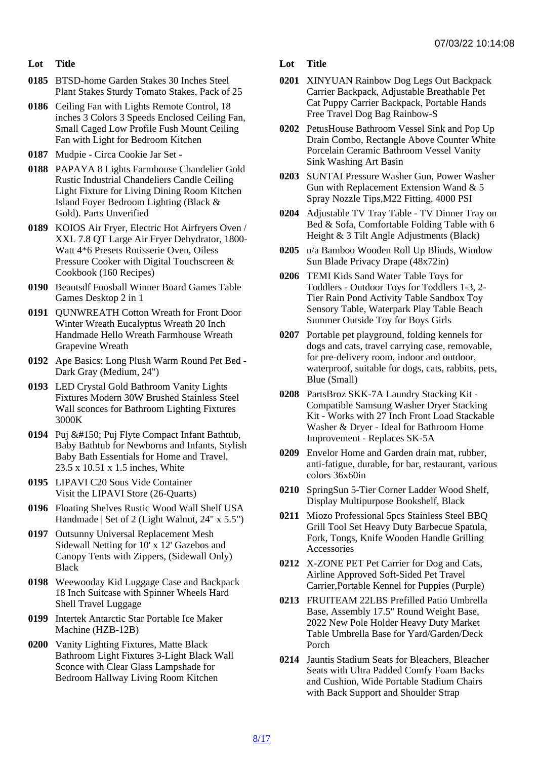| Lot | Title |
| --- | --- |
| 0185 | BTSD-home Garden Stakes 30 Inches Steel Plant Stakes Sturdy Tomato Stakes, Pack of 25 |
| 0186 | Ceiling Fan with Lights Remote Control, 18 inches 3 Colors 3 Speeds Enclosed Ceiling Fan, Small Caged Low Profile Fush Mount Ceiling Fan with Light for Bedroom Kitchen |
| 0187 | Mudpie - Circa Cookie Jar Set - |
| 0188 | PAPAYA 8 Lights Farmhouse Chandelier Gold Rustic Industrial Chandeliers Candle Ceiling Light Fixture for Living Dining Room Kitchen Island Foyer Bedroom Lighting (Black & Gold). Parts Unverified |
| 0189 | KOIOS Air Fryer, Electric Hot Airfryers Oven / XXL 7.8 QT Large Air Fryer Dehydrator, 1800-Watt 4*6 Presets Rotisserie Oven, Oiless Pressure Cooker with Digital Touchscreen & Cookbook (160 Recipes) |
| 0190 | Beautsdf Foosball Winner Board Games Table Games Desktop 2 in 1 |
| 0191 | QUNWREATH Cotton Wreath for Front Door Winter Wreath Eucalyptus Wreath 20 Inch Handmade Hello Wreath Farmhouse Wreath Grapevine Wreath |
| 0192 | Ape Basics: Long Plush Warm Round Pet Bed - Dark Gray (Medium, 24") |
| 0193 | LED Crystal Gold Bathroom Vanity Lights Fixtures Modern 30W Brushed Stainless Steel Wall sconces for Bathroom Lighting Fixtures 3000K |
| 0194 | Puj &#150; Puj Flyte Compact Infant Bathtub, Baby Bathtub for Newborns and Infants, Stylish Baby Bath Essentials for Home and Travel, 23.5 x 10.51 x 1.5 inches, White |
| 0195 | LIPAVI C20 Sous Vide Container Visit the LIPAVI Store (26-Quarts) |
| 0196 | Floating Shelves Rustic Wood Wall Shelf USA Handmade \| Set of 2 (Light Walnut, 24" x 5.5") |
| 0197 | Outsunny Universal Replacement Mesh Sidewall Netting for 10' x 12' Gazebos and Canopy Tents with Zippers, (Sidewall Only) Black |
| 0198 | Weewooday Kid Luggage Case and Backpack 18 Inch Suitcase with Spinner Wheels Hard Shell Travel Luggage |
| 0199 | Intertek Antarctic Star Portable Ice Maker Machine (HZB-12B) |
| 0200 | Vanity Lighting Fixtures, Matte Black Bathroom Light Fixtures 3-Light Black Wall Sconce with Clear Glass Lampshade for Bedroom Hallway Living Room Kitchen |
| 0201 | XINYUAN Rainbow Dog Legs Out Backpack Carrier Backpack, Adjustable Breathable Pet Cat Puppy Carrier Backpack, Portable Hands Free Travel Dog Bag Rainbow-S |
| 0202 | PetusHouse Bathroom Vessel Sink and Pop Up Drain Combo, Rectangle Above Counter White Porcelain Ceramic Bathroom Vessel Vanity Sink Washing Art Basin |
| 0203 | SUNTAI Pressure Washer Gun, Power Washer Gun with Replacement Extension Wand & 5 Spray Nozzle Tips,M22 Fitting, 4000 PSI |
| 0204 | Adjustable TV Tray Table - TV Dinner Tray on Bed & Sofa, Comfortable Folding Table with 6 Height & 3 Tilt Angle Adjustments (Black) |
| 0205 | n/a Bamboo Wooden Roll Up Blinds, Window Sun Blade Privacy Drape (48x72in) |
| 0206 | TEMI Kids Sand Water Table Toys for Toddlers - Outdoor Toys for Toddlers 1-3, 2-Tier Rain Pond Activity Table Sandbox Toy Sensory Table, Waterpark Play Table Beach Summer Outside Toy for Boys Girls |
| 0207 | Portable pet playground, folding kennels for dogs and cats, travel carrying case, removable, for pre-delivery room, indoor and outdoor, waterproof, suitable for dogs, cats, rabbits, pets, Blue (Small) |
| 0208 | PartsBroz SKK-7A Laundry Stacking Kit - Compatible Samsung Washer Dryer Stacking Kit - Works with 27 Inch Front Load Stackable Washer & Dryer - Ideal for Bathroom Home Improvement - Replaces SK-5A |
| 0209 | Envelor Home and Garden drain mat, rubber, anti-fatigue, durable, for bar, restaurant, various colors 36x60in |
| 0210 | SpringSun 5-Tier Corner Ladder Wood Shelf, Display Multipurpose Bookshelf, Black |
| 0211 | Miozo Professional 5pcs Stainless Steel BBQ Grill Tool Set Heavy Duty Barbecue Spatula, Fork, Tongs, Knife Wooden Handle Grilling Accessories |
| 0212 | X-ZONE PET Pet Carrier for Dog and Cats, Airline Approved Soft-Sided Pet Travel Carrier,Portable Kennel for Puppies (Purple) |
| 0213 | FRUITEAM 22LBS Prefilled Patio Umbrella Base, Assembly 17.5" Round Weight Base, 2022 New Pole Holder Heavy Duty Market Table Umbrella Base for Yard/Garden/Deck Porch |
| 0214 | Jauntis Stadium Seats for Bleachers, Bleacher Seats with Ultra Padded Comfy Foam Backs and Cushion, Wide Portable Stadium Chairs with Back Support and Shoulder Strap |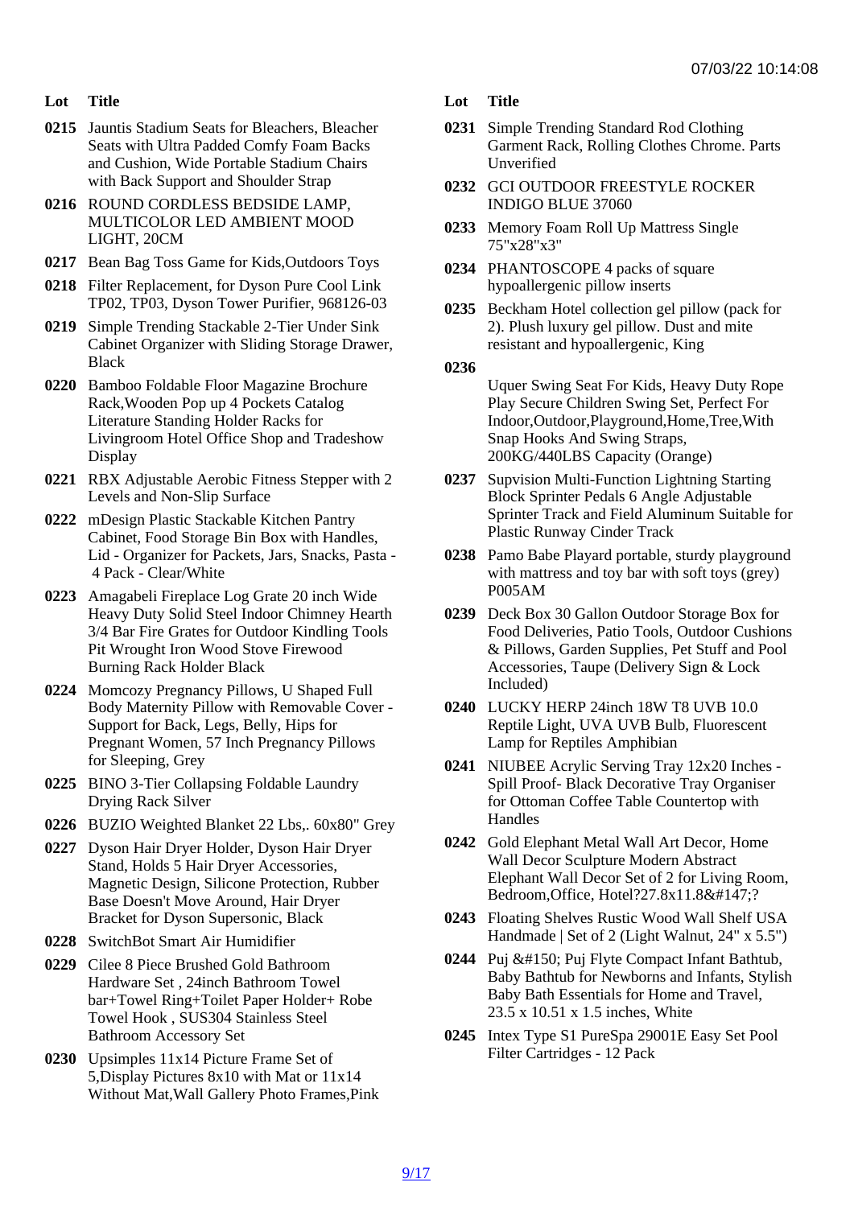| Lot | Title |
| --- | --- |
| 0215 | Jauntis Stadium Seats for Bleachers, Bleacher Seats with Ultra Padded Comfy Foam Backs and Cushion, Wide Portable Stadium Chairs with Back Support and Shoulder Strap |
| 0216 | ROUND CORDLESS BEDSIDE LAMP, MULTICOLOR LED AMBIENT MOOD LIGHT, 20CM |
| 0217 | Bean Bag Toss Game for Kids,Outdoors Toys |
| 0218 | Filter Replacement, for Dyson Pure Cool Link TP02, TP03, Dyson Tower Purifier, 968126-03 |
| 0219 | Simple Trending Stackable 2-Tier Under Sink Cabinet Organizer with Sliding Storage Drawer, Black |
| 0220 | Bamboo Foldable Floor Magazine Brochure Rack,Wooden Pop up 4 Pockets Catalog Literature Standing Holder Racks for Livingroom Hotel Office Shop and Tradeshow Display |
| 0221 | RBX Adjustable Aerobic Fitness Stepper with 2 Levels and Non-Slip Surface |
| 0222 | mDesign Plastic Stackable Kitchen Pantry Cabinet, Food Storage Bin Box with Handles, Lid - Organizer for Packets, Jars, Snacks, Pasta - 4 Pack - Clear/White |
| 0223 | Amagabeli Fireplace Log Grate 20 inch Wide Heavy Duty Solid Steel Indoor Chimney Hearth 3/4 Bar Fire Grates for Outdoor Kindling Tools Pit Wrought Iron Wood Stove Firewood Burning Rack Holder Black |
| 0224 | Momcozy Pregnancy Pillows, U Shaped Full Body Maternity Pillow with Removable Cover - Support for Back, Legs, Belly, Hips for Pregnant Women, 57 Inch Pregnancy Pillows for Sleeping, Grey |
| 0225 | BINO 3-Tier Collapsing Foldable Laundry Drying Rack Silver |
| 0226 | BUZIO Weighted Blanket 22 Lbs,. 60x80" Grey |
| 0227 | Dyson Hair Dryer Holder, Dyson Hair Dryer Stand, Holds 5 Hair Dryer Accessories, Magnetic Design, Silicone Protection, Rubber Base Doesn't Move Around, Hair Dryer Bracket for Dyson Supersonic, Black |
| 0228 | SwitchBot Smart Air Humidifier |
| 0229 | Cilee 8 Piece Brushed Gold Bathroom Hardware Set , 24inch Bathroom Towel bar+Towel Ring+Toilet Paper Holder+ Robe Towel Hook , SUS304 Stainless Steel Bathroom Accessory Set |
| 0230 | Upsimples 11x14 Picture Frame Set of 5,Display Pictures 8x10 with Mat or 11x14 Without Mat,Wall Gallery Photo Frames,Pink |
| 0231 | Simple Trending Standard Rod Clothing Garment Rack, Rolling Clothes Chrome. Parts Unverified |
| 0232 | GCI OUTDOOR FREESTYLE ROCKER INDIGO BLUE 37060 |
| 0233 | Memory Foam Roll Up Mattress Single 75"x28"x3" |
| 0234 | PHANTOSCOPE 4 packs of square hypoallergenic pillow inserts |
| 0235 | Beckham Hotel collection gel pillow (pack for 2). Plush luxury gel pillow. Dust and mite resistant and hypoallergenic, King |
| 0236 | Uquer Swing Seat For Kids, Heavy Duty Rope Play Secure Children Swing Set, Perfect For Indoor,Outdoor,Playground,Home,Tree,With Snap Hooks And Swing Straps, 200KG/440LBS Capacity (Orange) |
| 0237 | Supvision Multi-Function Lightning Starting Block Sprinter Pedals 6 Angle Adjustable Sprinter Track and Field Aluminum Suitable for Plastic Runway Cinder Track |
| 0238 | Pamo Babe Playard portable, sturdy playground with mattress and toy bar with soft toys (grey) P005AM |
| 0239 | Deck Box 30 Gallon Outdoor Storage Box for Food Deliveries, Patio Tools, Outdoor Cushions & Pillows, Garden Supplies, Pet Stuff and Pool Accessories, Taupe (Delivery Sign & Lock Included) |
| 0240 | LUCKY HERP 24inch 18W T8 UVB 10.0 Reptile Light, UVA UVB Bulb, Fluorescent Lamp for Reptiles Amphibian |
| 0241 | NIUBEE Acrylic Serving Tray 12x20 Inches - Spill Proof- Black Decorative Tray Organiser for Ottoman Coffee Table Countertop with Handles |
| 0242 | Gold Elephant Metal Wall Art Decor, Home Wall Decor Sculpture Modern Abstract Elephant Wall Decor Set of 2 for Living Room, Bedroom,Office, Hotel?27.8x11.8&#147;? |
| 0243 | Floating Shelves Rustic Wood Wall Shelf USA Handmade \| Set of 2 (Light Walnut, 24" x 5.5") |
| 0244 | Puj &#150; Puj Flyte Compact Infant Bathtub, Baby Bathtub for Newborns and Infants, Stylish Baby Bath Essentials for Home and Travel, 23.5 x 10.51 x 1.5 inches, White |
| 0245 | Intex Type S1 PureSpa 29001E Easy Set Pool Filter Cartridges - 12 Pack |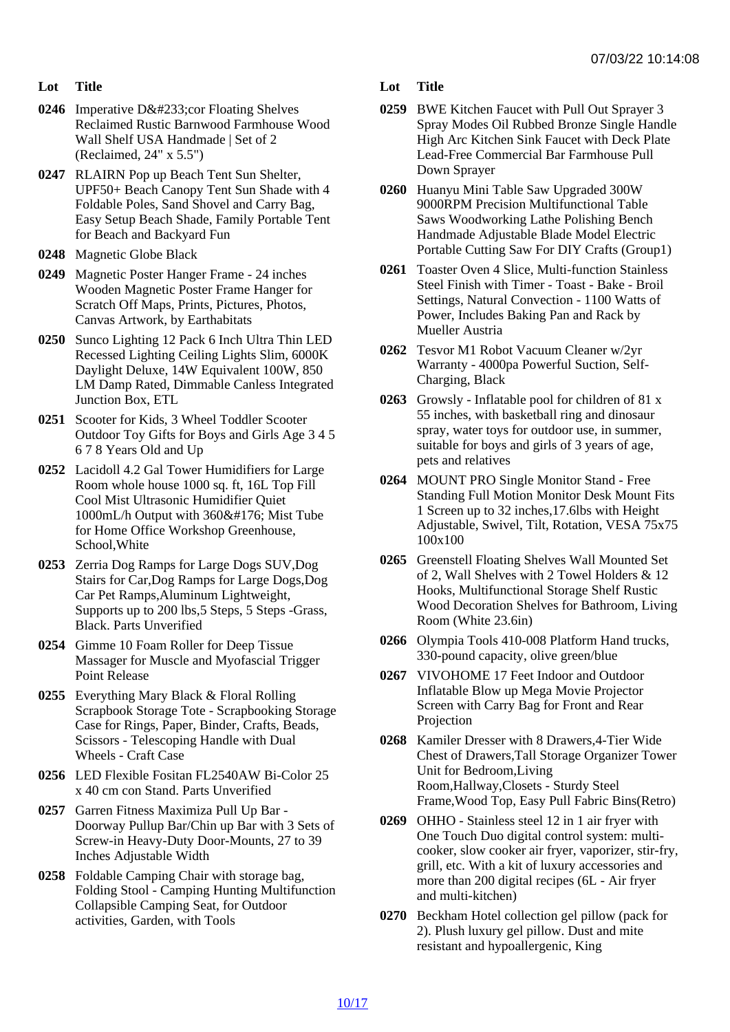| Lot | Title |
|---|---|
| 0246 | Imperative D&#233;cor Floating Shelves Reclaimed Rustic Barnwood Farmhouse Wood Wall Shelf USA Handmade \| Set of 2 (Reclaimed, 24" x 5.5") |
| 0247 | RLAIRN Pop up Beach Tent Sun Shelter, UPF50+ Beach Canopy Tent Sun Shade with 4 Foldable Poles, Sand Shovel and Carry Bag, Easy Setup Beach Shade, Family Portable Tent for Beach and Backyard Fun |
| 0248 | Magnetic Globe Black |
| 0249 | Magnetic Poster Hanger Frame - 24 inches Wooden Magnetic Poster Frame Hanger for Scratch Off Maps, Prints, Pictures, Photos, Canvas Artwork, by Earthabitats |
| 0250 | Sunco Lighting 12 Pack 6 Inch Ultra Thin LED Recessed Lighting Ceiling Lights Slim, 6000K Daylight Deluxe, 14W Equivalent 100W, 850 LM Damp Rated, Dimmable Canless Integrated Junction Box, ETL |
| 0251 | Scooter for Kids, 3 Wheel Toddler Scooter Outdoor Toy Gifts for Boys and Girls Age 3 4 5 6 7 8 Years Old and Up |
| 0252 | Lacidoll 4.2 Gal Tower Humidifiers for Large Room whole house 1000 sq. ft, 16L Top Fill Cool Mist Ultrasonic Humidifier Quiet 1000mL/h Output with 360&#176; Mist Tube for Home Office Workshop Greenhouse, School,White |
| 0253 | Zerria Dog Ramps for Large Dogs SUV,Dog Stairs for Car,Dog Ramps for Large Dogs,Dog Car Pet Ramps,Aluminum Lightweight, Supports up to 200 lbs,5 Steps, 5 Steps -Grass, Black. Parts Unverified |
| 0254 | Gimme 10 Foam Roller for Deep Tissue Massager for Muscle and Myofascial Trigger Point Release |
| 0255 | Everything Mary Black & Floral Rolling Scrapbook Storage Tote - Scrapbooking Storage Case for Rings, Paper, Binder, Crafts, Beads, Scissors - Telescoping Handle with Dual Wheels - Craft Case |
| 0256 | LED Flexible Fositan FL2540AW Bi-Color 25 x 40 cm con Stand. Parts Unverified |
| 0257 | Garren Fitness Maximiza Pull Up Bar - Doorway Pullup Bar/Chin up Bar with 3 Sets of Screw-in Heavy-Duty Door-Mounts, 27 to 39 Inches Adjustable Width |
| 0258 | Foldable Camping Chair with storage bag, Folding Stool - Camping Hunting Multifunction Collapsible Camping Seat, for Outdoor activities, Garden, with Tools |
| 0259 | BWE Kitchen Faucet with Pull Out Sprayer 3 Spray Modes Oil Rubbed Bronze Single Handle High Arc Kitchen Sink Faucet with Deck Plate Lead-Free Commercial Bar Farmhouse Pull Down Sprayer |
| 0260 | Huanyu Mini Table Saw Upgraded 300W 9000RPM Precision Multifunctional Table Saws Woodworking Lathe Polishing Bench Handmade Adjustable Blade Model Electric Portable Cutting Saw For DIY Crafts (Group1) |
| 0261 | Toaster Oven 4 Slice, Multi-function Stainless Steel Finish with Timer - Toast - Bake - Broil Settings, Natural Convection - 1100 Watts of Power, Includes Baking Pan and Rack by Mueller Austria |
| 0262 | Tesvor M1 Robot Vacuum Cleaner w/2yr Warranty - 4000pa Powerful Suction, Self-Charging, Black |
| 0263 | Growsly - Inflatable pool for children of 81 x 55 inches, with basketball ring and dinosaur spray, water toys for outdoor use, in summer, suitable for boys and girls of 3 years of age, pets and relatives |
| 0264 | MOUNT PRO Single Monitor Stand - Free Standing Full Motion Monitor Desk Mount Fits 1 Screen up to 32 inches,17.6lbs with Height Adjustable, Swivel, Tilt, Rotation, VESA 75x75 100x100 |
| 0265 | Greenstell Floating Shelves Wall Mounted Set of 2, Wall Shelves with 2 Towel Holders & 12 Hooks, Multifunctional Storage Shelf Rustic Wood Decoration Shelves for Bathroom, Living Room (White 23.6in) |
| 0266 | Olympia Tools 410-008 Platform Hand trucks, 330-pound capacity, olive green/blue |
| 0267 | VIVOHOME 17 Feet Indoor and Outdoor Inflatable Blow up Mega Movie Projector Screen with Carry Bag for Front and Rear Projection |
| 0268 | Kamiler Dresser with 8 Drawers,4-Tier Wide Chest of Drawers,Tall Storage Organizer Tower Unit for Bedroom,Living Room,Hallway,Closets - Sturdy Steel Frame,Wood Top, Easy Pull Fabric Bins(Retro) |
| 0269 | OHHO - Stainless steel 12 in 1 air fryer with One Touch Duo digital control system: multi-cooker, slow cooker air fryer, vaporizer, stir-fry, grill, etc. With a kit of luxury accessories and more than 200 digital recipes (6L - Air fryer and multi-kitchen) |
| 0270 | Beckham Hotel collection gel pillow (pack for 2). Plush luxury gel pillow. Dust and mite resistant and hypoallergenic, King |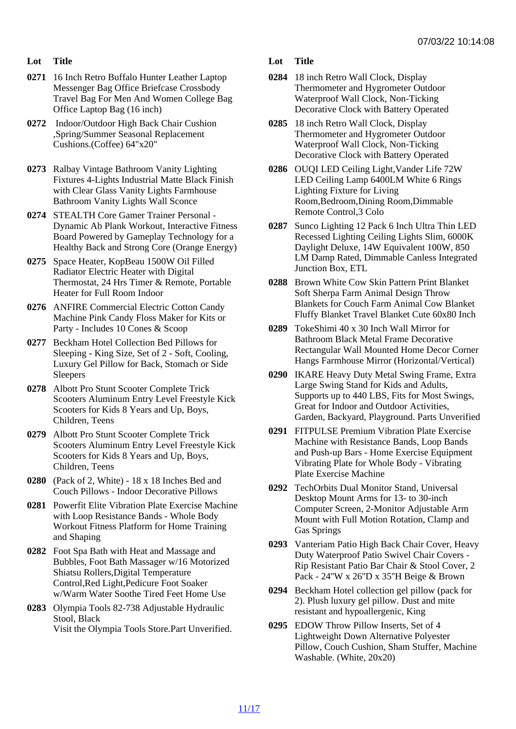| Lot | Title |
|---|---|
| 0271 | 16 Inch Retro Buffalo Hunter Leather Laptop Messenger Bag Office Briefcase Crossbody Travel Bag For Men And Women College Bag Office Laptop Bag (16 inch) |
| 0272 | Indoor/Outdoor High Back Chair Cushion ,Spring/Summer Seasonal Replacement Cushions.(Coffee) 64"x20" |
| 0273 | Ralbay Vintage Bathroom Vanity Lighting Fixtures 4-Lights Industrial Matte Black Finish with Clear Glass Vanity Lights Farmhouse Bathroom Vanity Lights Wall Sconce |
| 0274 | STEALTH Core Gamer Trainer Personal - Dynamic Ab Plank Workout, Interactive Fitness Board Powered by Gameplay Technology for a Healthy Back and Strong Core (Orange Energy) |
| 0275 | Space Heater, KopBeau 1500W Oil Filled Radiator Electric Heater with Digital Thermostat, 24 Hrs Timer & Remote, Portable Heater for Full Room Indoor |
| 0276 | ANFIRE Commercial Electric Cotton Candy Machine Pink Candy Floss Maker for Kits or Party - Includes 10 Cones & Scoop |
| 0277 | Beckham Hotel Collection Bed Pillows for Sleeping - King Size, Set of 2 - Soft, Cooling, Luxury Gel Pillow for Back, Stomach or Side Sleepers |
| 0278 | Albott Pro Stunt Scooter Complete Trick Scooters Aluminum Entry Level Freestyle Kick Scooters for Kids 8 Years and Up, Boys, Children, Teens |
| 0279 | Albott Pro Stunt Scooter Complete Trick Scooters Aluminum Entry Level Freestyle Kick Scooters for Kids 8 Years and Up, Boys, Children, Teens |
| 0280 | (Pack of 2, White) - 18 x 18 Inches Bed and Couch Pillows - Indoor Decorative Pillows |
| 0281 | Powerfit Elite Vibration Plate Exercise Machine with Loop Resistance Bands - Whole Body Workout Fitness Platform for Home Training and Shaping |
| 0282 | Foot Spa Bath with Heat and Massage and Bubbles, Foot Bath Massager w/16 Motorized Shiatsu Rollers,Digital Temperature Control,Red Light,Pedicure Foot Soaker w/Warm Water Soothe Tired Feet Home Use |
| 0283 | Olympia Tools 82-738 Adjustable Hydraulic Stool, Black<br>Visit the Olympia Tools Store.Part Unverified. |
| 0284 | 18 inch Retro Wall Clock, Display Thermometer and Hygrometer Outdoor Waterproof Wall Clock, Non-Ticking Decorative Clock with Battery Operated |
| 0285 | 18 inch Retro Wall Clock, Display Thermometer and Hygrometer Outdoor Waterproof Wall Clock, Non-Ticking Decorative Clock with Battery Operated |
| 0286 | OUQI LED Ceiling Light,Vander Life 72W LED Ceiling Lamp 6400LM White 6 Rings Lighting Fixture for Living Room,Bedroom,Dining Room,Dimmable Remote Control,3 Colo |
| 0287 | Sunco Lighting 12 Pack 6 Inch Ultra Thin LED Recessed Lighting Ceiling Lights Slim, 6000K Daylight Deluxe, 14W Equivalent 100W, 850 LM Damp Rated, Dimmable Canless Integrated Junction Box, ETL |
| 0288 | Brown White Cow Skin Pattern Print Blanket Soft Sherpa Farm Animal Design Throw Blankets for Couch Farm Animal Cow Blanket Fluffy Blanket Travel Blanket Cute 60x80 Inch |
| 0289 | TokeShimi 40 x 30 Inch Wall Mirror for Bathroom Black Metal Frame Decorative Rectangular Wall Mounted Home Decor Corner Hangs Farmhouse Mirror (Horizontal/Vertical) |
| 0290 | IKARE Heavy Duty Metal Swing Frame, Extra Large Swing Stand for Kids and Adults, Supports up to 440 LBS, Fits for Most Swings, Great for Indoor and Outdoor Activities, Garden, Backyard, Playground. Parts Unverified |
| 0291 | FITPULSE Premium Vibration Plate Exercise Machine with Resistance Bands, Loop Bands and Push-up Bars - Home Exercise Equipment Vibrating Plate for Whole Body - Vibrating Plate Exercise Machine |
| 0292 | TechOrbits Dual Monitor Stand, Universal Desktop Mount Arms for 13- to 30-inch Computer Screen, 2-Monitor Adjustable Arm Mount with Full Motion Rotation, Clamp and Gas Springs |
| 0293 | Vanteriam Patio High Back Chair Cover, Heavy Duty Waterproof Patio Swivel Chair Covers - Rip Resistant Patio Bar Chair & Stool Cover, 2 Pack - 24"W x 26"D x 35"H Beige & Brown |
| 0294 | Beckham Hotel collection gel pillow (pack for 2). Plush luxury gel pillow. Dust and mite resistant and hypoallergenic, King |
| 0295 | EDOW Throw Pillow Inserts, Set of 4 Lightweight Down Alternative Polyester Pillow, Couch Cushion, Sham Stuffer, Machine Washable. (White, 20x20) |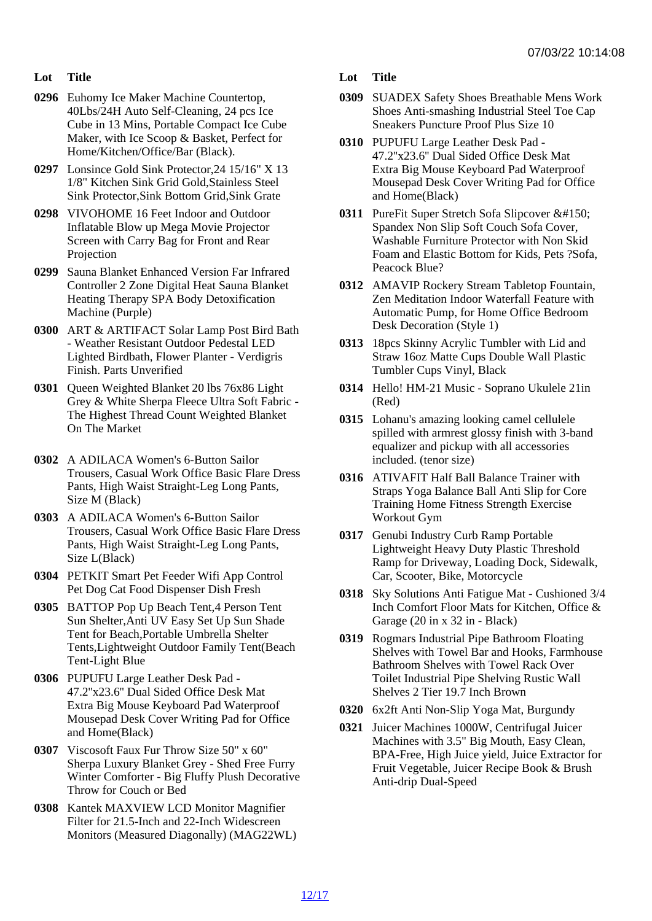| Lot | Title |
| --- | --- |
| 0296 | Euhomy Ice Maker Machine Countertop, 40Lbs/24H Auto Self-Cleaning, 24 pcs Ice Cube in 13 Mins, Portable Compact Ice Cube Maker, with Ice Scoop & Basket, Perfect for Home/Kitchen/Office/Bar (Black). |
| 0297 | Lonsince Gold Sink Protector,24 15/16" X 13 1/8" Kitchen Sink Grid Gold,Stainless Steel Sink Protector,Sink Bottom Grid,Sink Grate |
| 0298 | VIVOHOME 16 Feet Indoor and Outdoor Inflatable Blow up Mega Movie Projector Screen with Carry Bag for Front and Rear Projection |
| 0299 | Sauna Blanket Enhanced Version Far Infrared Controller 2 Zone Digital Heat Sauna Blanket Heating Therapy SPA Body Detoxification Machine (Purple) |
| 0300 | ART & ARTIFACT Solar Lamp Post Bird Bath - Weather Resistant Outdoor Pedestal LED Lighted Birdbath, Flower Planter - Verdigris Finish. Parts Unverified |
| 0301 | Queen Weighted Blanket 20 lbs 76x86 Light Grey & White Sherpa Fleece Ultra Soft Fabric - The Highest Thread Count Weighted Blanket On The Market |
| 0302 | A ADILACA Women's 6-Button Sailor Trousers, Casual Work Office Basic Flare Dress Pants, High Waist Straight-Leg Long Pants, Size M (Black) |
| 0303 | A ADILACA Women's 6-Button Sailor Trousers, Casual Work Office Basic Flare Dress Pants, High Waist Straight-Leg Long Pants, Size L(Black) |
| 0304 | PETKIT Smart Pet Feeder Wifi App Control Pet Dog Cat Food Dispenser Dish Fresh |
| 0305 | BATTOP Pop Up Beach Tent,4 Person Tent Sun Shelter,Anti UV Easy Set Up Sun Shade Tent for Beach,Portable Umbrella Shelter Tents,Lightweight Outdoor Family Tent(Beach Tent-Light Blue |
| 0306 | PUPUFU Large Leather Desk Pad - 47.2"x23.6" Dual Sided Office Desk Mat Extra Big Mouse Keyboard Pad Waterproof Mousepad Desk Cover Writing Pad for Office and Home(Black) |
| 0307 | Viscosoft Faux Fur Throw Size 50" x 60" Sherpa Luxury Blanket Grey - Shed Free Furry Winter Comforter - Big Fluffy Plush Decorative Throw for Couch or Bed |
| 0308 | Kantek MAXVIEW LCD Monitor Magnifier Filter for 21.5-Inch and 22-Inch Widescreen Monitors (Measured Diagonally) (MAG22WL) |
| 0309 | SUADEX Safety Shoes Breathable Mens Work Shoes Anti-smashing Industrial Steel Toe Cap Sneakers Puncture Proof Plus Size 10 |
| 0310 | PUPUFU Large Leather Desk Pad - 47.2"x23.6" Dual Sided Office Desk Mat Extra Big Mouse Keyboard Pad Waterproof Mousepad Desk Cover Writing Pad for Office and Home(Black) |
| 0311 | PureFit Super Stretch Sofa Slipcover &#150; Spandex Non Slip Soft Couch Sofa Cover, Washable Furniture Protector with Non Skid Foam and Elastic Bottom for Kids, Pets ?Sofa, Peacock Blue? |
| 0312 | AMAVIP Rockery Stream Tabletop Fountain, Zen Meditation Indoor Waterfall Feature with Automatic Pump, for Home Office Bedroom Desk Decoration (Style 1) |
| 0313 | 18pcs Skinny Acrylic Tumbler with Lid and Straw 16oz Matte Cups Double Wall Plastic Tumbler Cups Vinyl, Black |
| 0314 | Hello! HM-21 Music - Soprano Ukulele 21in (Red) |
| 0315 | Lohanu's amazing looking camel cellulele spilled with armrest glossy finish with 3-band equalizer and pickup with all accessories included. (tenor size) |
| 0316 | ATIVAFIT Half Ball Balance Trainer with Straps Yoga Balance Ball Anti Slip for Core Training Home Fitness Strength Exercise Workout Gym |
| 0317 | Genubi Industry Curb Ramp Portable Lightweight Heavy Duty Plastic Threshold Ramp for Driveway, Loading Dock, Sidewalk, Car, Scooter, Bike, Motorcycle |
| 0318 | Sky Solutions Anti Fatigue Mat - Cushioned 3/4 Inch Comfort Floor Mats for Kitchen, Office & Garage (20 in x 32 in - Black) |
| 0319 | Rogmars Industrial Pipe Bathroom Floating Shelves with Towel Bar and Hooks, Farmhouse Bathroom Shelves with Towel Rack Over Toilet Industrial Pipe Shelving Rustic Wall Shelves 2 Tier 19.7 Inch Brown |
| 0320 | 6x2ft Anti Non-Slip Yoga Mat, Burgundy |
| 0321 | Juicer Machines 1000W, Centrifugal Juicer Machines with 3.5" Big Mouth, Easy Clean, BPA-Free, High Juice yield, Juice Extractor for Fruit Vegetable, Juicer Recipe Book & Brush Anti-drip Dual-Speed |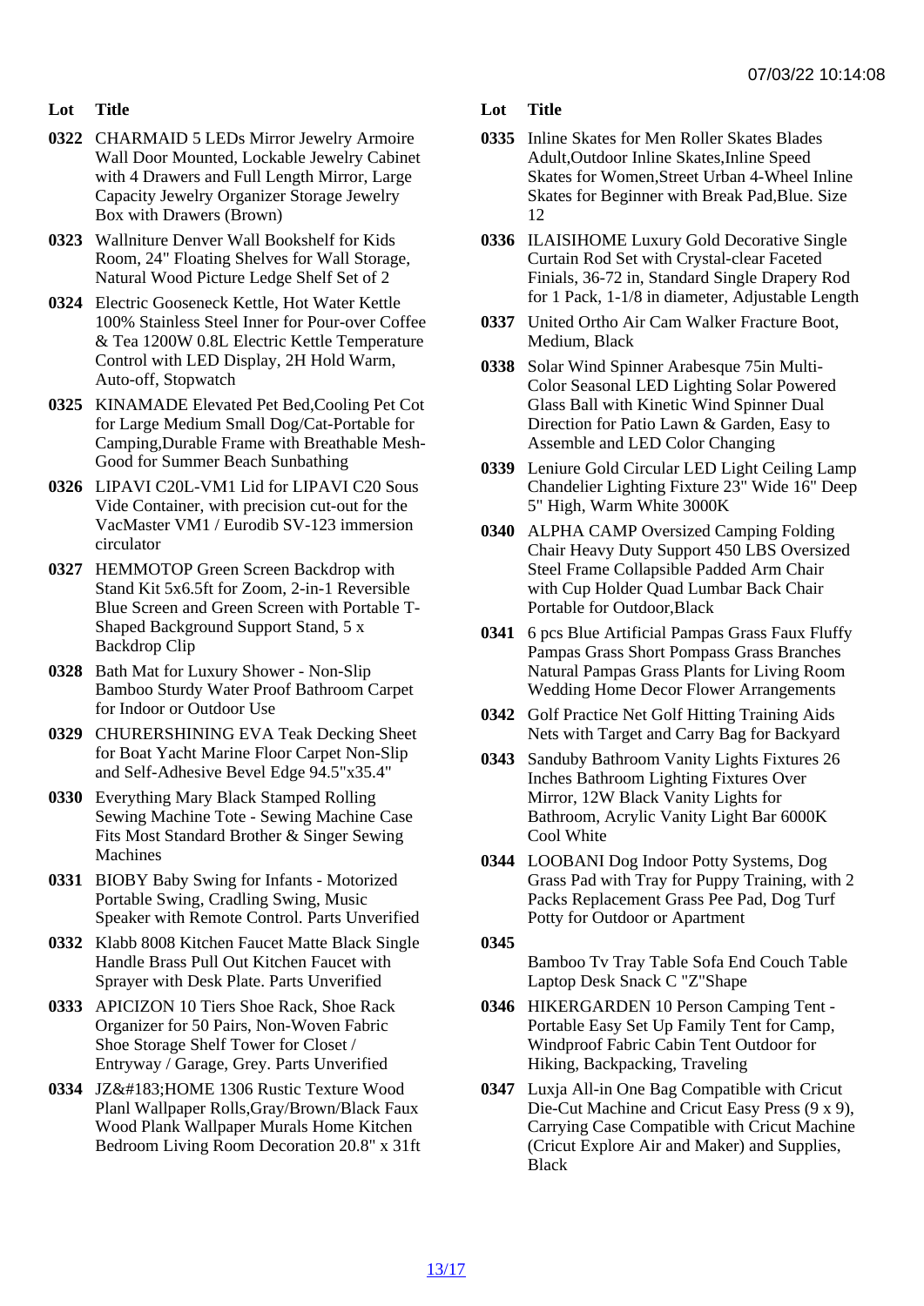| Lot | Title |
|---|---|
| 0322 | CHARMAID 5 LEDs Mirror Jewelry Armoire Wall Door Mounted, Lockable Jewelry Cabinet with 4 Drawers and Full Length Mirror, Large Capacity Jewelry Organizer Storage Jewelry Box with Drawers (Brown) |
| 0323 | Wallniture Denver Wall Bookshelf for Kids Room, 24" Floating Shelves for Wall Storage, Natural Wood Picture Ledge Shelf Set of 2 |
| 0324 | Electric Gooseneck Kettle, Hot Water Kettle 100% Stainless Steel Inner for Pour-over Coffee & Tea 1200W 0.8L Electric Kettle Temperature Control with LED Display, 2H Hold Warm, Auto-off, Stopwatch |
| 0325 | KINAMADE Elevated Pet Bed,Cooling Pet Cot for Large Medium Small Dog/Cat-Portable for Camping,Durable Frame with Breathable Mesh-Good for Summer Beach Sunbathing |
| 0326 | LIPAVI C20L-VM1 Lid for LIPAVI C20 Sous Vide Container, with precision cut-out for the VacMaster VM1 / Eurodib SV-123 immersion circulator |
| 0327 | HEMMOTOP Green Screen Backdrop with Stand Kit 5x6.5ft for Zoom, 2-in-1 Reversible Blue Screen and Green Screen with Portable T-Shaped Background Support Stand, 5 x Backdrop Clip |
| 0328 | Bath Mat for Luxury Shower - Non-Slip Bamboo Sturdy Water Proof Bathroom Carpet for Indoor or Outdoor Use |
| 0329 | CHURERSHINING EVA Teak Decking Sheet for Boat Yacht Marine Floor Carpet Non-Slip and Self-Adhesive Bevel Edge 94.5"x35.4" |
| 0330 | Everything Mary Black Stamped Rolling Sewing Machine Tote - Sewing Machine Case Fits Most Standard Brother & Singer Sewing Machines |
| 0331 | BIOBY Baby Swing for Infants - Motorized Portable Swing, Cradling Swing, Music Speaker with Remote Control. Parts Unverified |
| 0332 | Klabb 8008 Kitchen Faucet Matte Black Single Handle Brass Pull Out Kitchen Faucet with Sprayer with Desk Plate. Parts Unverified |
| 0333 | APICIZON 10 Tiers Shoe Rack, Shoe Rack Organizer for 50 Pairs, Non-Woven Fabric Shoe Storage Shelf Tower for Closet / Entryway / Garage, Grey. Parts Unverified |
| 0334 | JZ&#183;HOME 1306 Rustic Texture Wood Planl Wallpaper Rolls,Gray/Brown/Black Faux Wood Plank Wallpaper Murals Home Kitchen Bedroom Living Room Decoration 20.8" x 31ft |
| 0335 | Inline Skates for Men Roller Skates Blades Adult,Outdoor Inline Skates,Inline Speed Skates for Women,Street Urban 4-Wheel Inline Skates for Beginner with Break Pad,Blue. Size 12 |
| 0336 | ILAISIHOME Luxury Gold Decorative Single Curtain Rod Set with Crystal-clear Faceted Finials, 36-72 in, Standard Single Drapery Rod for 1 Pack, 1-1/8 in diameter, Adjustable Length |
| 0337 | United Ortho Air Cam Walker Fracture Boot, Medium, Black |
| 0338 | Solar Wind Spinner Arabesque 75in Multi-Color Seasonal LED Lighting Solar Powered Glass Ball with Kinetic Wind Spinner Dual Direction for Patio Lawn & Garden, Easy to Assemble and LED Color Changing |
| 0339 | Leniure Gold Circular LED Light Ceiling Lamp Chandelier Lighting Fixture 23" Wide 16" Deep 5" High, Warm White 3000K |
| 0340 | ALPHA CAMP Oversized Camping Folding Chair Heavy Duty Support 450 LBS Oversized Steel Frame Collapsible Padded Arm Chair with Cup Holder Quad Lumbar Back Chair Portable for Outdoor,Black |
| 0341 | 6 pcs Blue Artificial Pampas Grass Faux Fluffy Pampas Grass Short Pompass Grass Branches Natural Pampas Grass Plants for Living Room Wedding Home Decor Flower Arrangements |
| 0342 | Golf Practice Net Golf Hitting Training Aids Nets with Target and Carry Bag for Backyard |
| 0343 | Sanduby Bathroom Vanity Lights Fixtures 26 Inches Bathroom Lighting Fixtures Over Mirror, 12W Black Vanity Lights for Bathroom, Acrylic Vanity Light Bar 6000K Cool White |
| 0344 | LOOBANI Dog Indoor Potty Systems, Dog Grass Pad with Tray for Puppy Training, with 2 Packs Replacement Grass Pee Pad, Dog Turf Potty for Outdoor or Apartment |
| 0345 | Bamboo Tv Tray Table Sofa End Couch Table Laptop Desk Snack C "Z"Shape |
| 0346 | HIKERGARDEN 10 Person Camping Tent - Portable Easy Set Up Family Tent for Camp, Windproof Fabric Cabin Tent Outdoor for Hiking, Backpacking, Traveling |
| 0347 | Luxja All-in One Bag Compatible with Cricut Die-Cut Machine and Cricut Easy Press (9 x 9), Carrying Case Compatible with Cricut Machine (Cricut Explore Air and Maker) and Supplies, Black |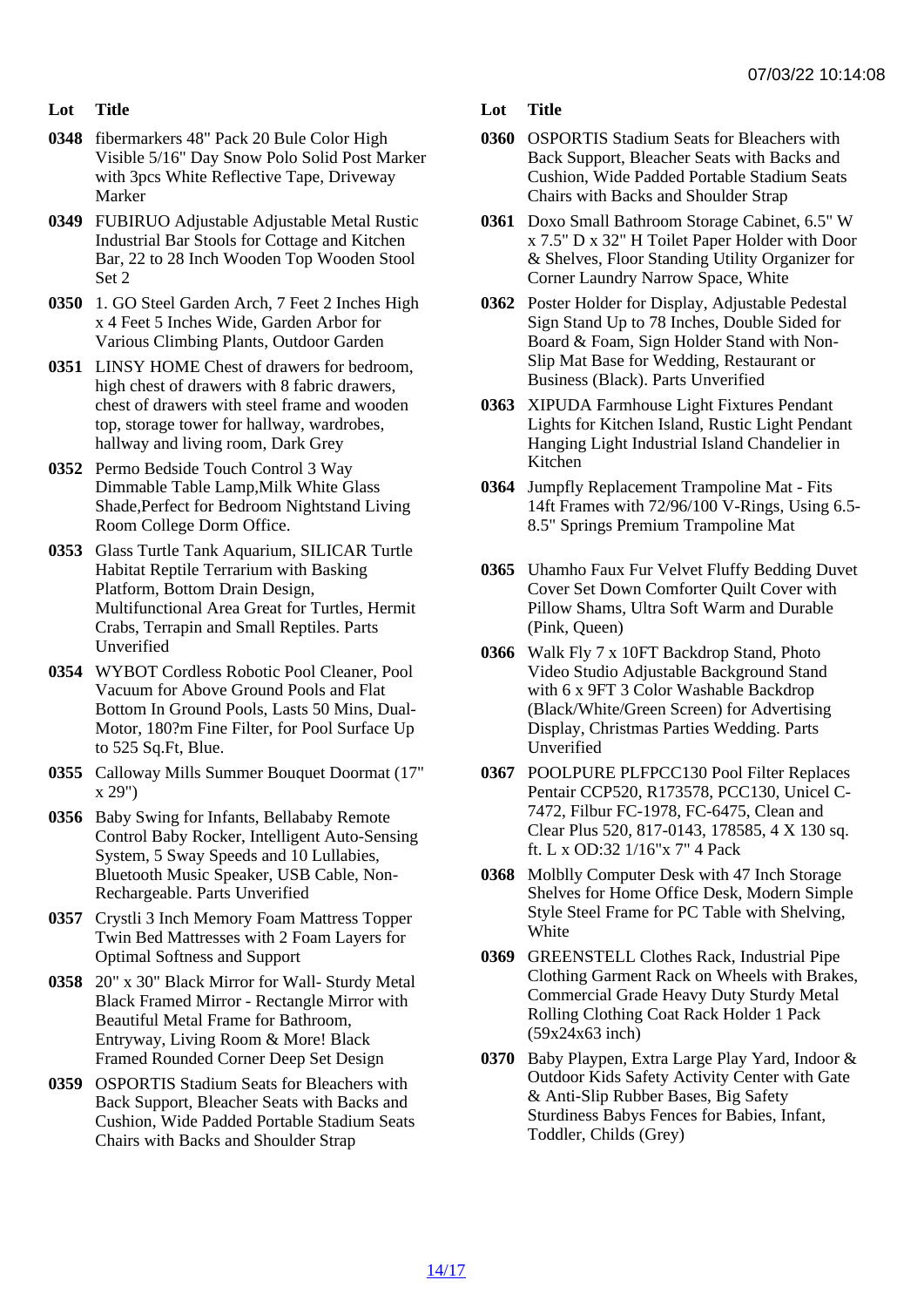| Lot | Title |
| --- | --- |
| 0348 | fibermarkers 48" Pack 20 Bule Color High Visible 5/16" Day Snow Polo Solid Post Marker with 3pcs White Reflective Tape, Driveway Marker |
| 0349 | FUBIRUO Adjustable Adjustable Metal Rustic Industrial Bar Stools for Cottage and Kitchen Bar, 22 to 28 Inch Wooden Top Wooden Stool Set 2 |
| 0350 | 1. GO Steel Garden Arch, 7 Feet 2 Inches High x 4 Feet 5 Inches Wide, Garden Arbor for Various Climbing Plants, Outdoor Garden |
| 0351 | LINSY HOME Chest of drawers for bedroom, high chest of drawers with 8 fabric drawers, chest of drawers with steel frame and wooden top, storage tower for hallway, wardrobes, hallway and living room, Dark Grey |
| 0352 | Permo Bedside Touch Control 3 Way Dimmable Table Lamp,Milk White Glass Shade,Perfect for Bedroom Nightstand Living Room College Dorm Office. |
| 0353 | Glass Turtle Tank Aquarium, SILICAR Turtle Habitat Reptile Terrarium with Basking Platform, Bottom Drain Design, Multifunctional Area Great for Turtles, Hermit Crabs, Terrapin and Small Reptiles. Parts Unverified |
| 0354 | WYBOT Cordless Robotic Pool Cleaner, Pool Vacuum for Above Ground Pools and Flat Bottom In Ground Pools, Lasts 50 Mins, Dual-Motor, 180?m Fine Filter, for Pool Surface Up to 525 Sq.Ft, Blue. |
| 0355 | Calloway Mills Summer Bouquet Doormat (17" x 29") |
| 0356 | Baby Swing for Infants, Bellababy Remote Control Baby Rocker, Intelligent Auto-Sensing System, 5 Sway Speeds and 10 Lullabies, Bluetooth Music Speaker, USB Cable, Non-Rechargeable. Parts Unverified |
| 0357 | Crystli 3 Inch Memory Foam Mattress Topper Twin Bed Mattresses with 2 Foam Layers for Optimal Softness and Support |
| 0358 | 20" x 30" Black Mirror for Wall- Sturdy Metal Black Framed Mirror - Rectangle Mirror with Beautiful Metal Frame for Bathroom, Entryway, Living Room & More! Black Framed Rounded Corner Deep Set Design |
| 0359 | OSPORTIS Stadium Seats for Bleachers with Back Support, Bleacher Seats with Backs and Cushion, Wide Padded Portable Stadium Seats Chairs with Backs and Shoulder Strap |
| 0360 | OSPORTIS Stadium Seats for Bleachers with Back Support, Bleacher Seats with Backs and Cushion, Wide Padded Portable Stadium Seats Chairs with Backs and Shoulder Strap |
| 0361 | Doxo Small Bathroom Storage Cabinet, 6.5" W x 7.5" D x 32" H Toilet Paper Holder with Door & Shelves, Floor Standing Utility Organizer for Corner Laundry Narrow Space, White |
| 0362 | Poster Holder for Display, Adjustable Pedestal Sign Stand Up to 78 Inches, Double Sided for Board & Foam, Sign Holder Stand with Non-Slip Mat Base for Wedding, Restaurant or Business (Black). Parts Unverified |
| 0363 | XIPUDA Farmhouse Light Fixtures Pendant Lights for Kitchen Island, Rustic Light Pendant Hanging Light Industrial Island Chandelier in Kitchen |
| 0364 | Jumpfly Replacement Trampoline Mat - Fits 14ft Frames with 72/96/100 V-Rings, Using 6.5-8.5" Springs Premium Trampoline Mat |
| 0365 | Uhamho Faux Fur Velvet Fluffy Bedding Duvet Cover Set Down Comforter Quilt Cover with Pillow Shams, Ultra Soft Warm and Durable (Pink, Queen) |
| 0366 | Walk Fly 7 x 10FT Backdrop Stand, Photo Video Studio Adjustable Background Stand with 6 x 9FT 3 Color Washable Backdrop (Black/White/Green Screen) for Advertising Display, Christmas Parties Wedding. Parts Unverified |
| 0367 | POOLPURE PLFPCC130 Pool Filter Replaces Pentair CCP520, R173578, PCC130, Unicel C-7472, Filbur FC-1978, FC-6475, Clean and Clear Plus 520, 817-0143, 178585, 4 X 130 sq. ft. L x OD:32 1/16"x 7" 4 Pack |
| 0368 | Molblly Computer Desk with 47 Inch Storage Shelves for Home Office Desk, Modern Simple Style Steel Frame for PC Table with Shelving, White |
| 0369 | GREENSTELL Clothes Rack, Industrial Pipe Clothing Garment Rack on Wheels with Brakes, Commercial Grade Heavy Duty Sturdy Metal Rolling Clothing Coat Rack Holder 1 Pack (59x24x63 inch) |
| 0370 | Baby Playpen, Extra Large Play Yard, Indoor & Outdoor Kids Safety Activity Center with Gate & Anti-Slip Rubber Bases, Big Safety Sturdiness Babys Fences for Babies, Infant, Toddler, Childs (Grey) |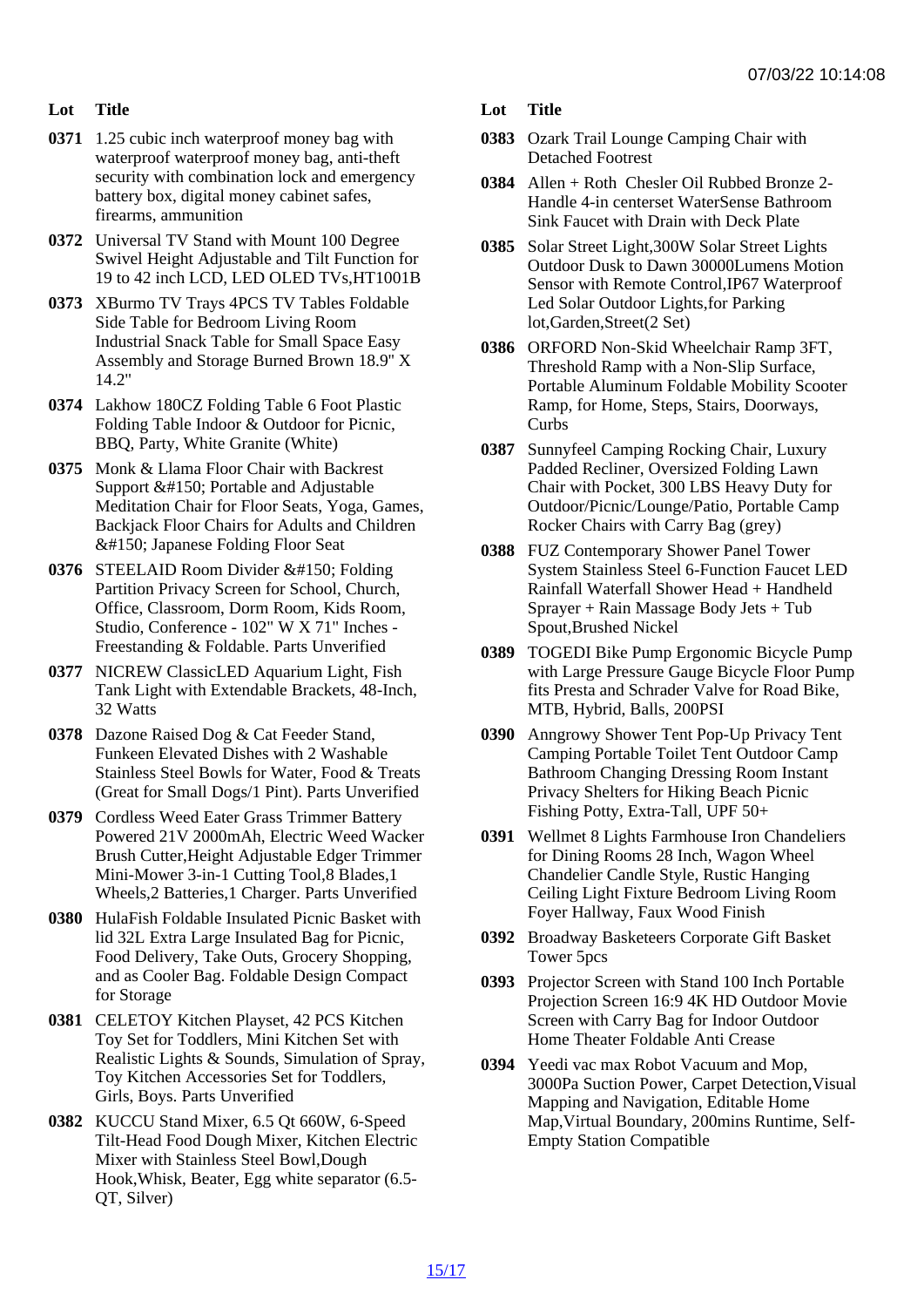| Lot | Title |
| --- | --- |
| 0371 | 1.25 cubic inch waterproof money bag with waterproof waterproof money bag, anti-theft security with combination lock and emergency battery box, digital money cabinet safes, firearms, ammunition |
| 0372 | Universal TV Stand with Mount 100 Degree Swivel Height Adjustable and Tilt Function for 19 to 42 inch LCD, LED OLED TVs,HT1001B |
| 0373 | XBurmo TV Trays 4PCS TV Tables Foldable Side Table for Bedroom Living Room Industrial Snack Table for Small Space Easy Assembly and Storage Burned Brown 18.9" X 14.2" |
| 0374 | Lakhow 180CZ Folding Table 6 Foot Plastic Folding Table Indoor & Outdoor for Picnic, BBQ, Party, White Granite (White) |
| 0375 | Monk & Llama Floor Chair with Backrest Support &#150; Portable and Adjustable Meditation Chair for Floor Seats, Yoga, Games, Backjack Floor Chairs for Adults and Children &#150; Japanese Folding Floor Seat |
| 0376 | STEELAID Room Divider &#150; Folding Partition Privacy Screen for School, Church, Office, Classroom, Dorm Room, Kids Room, Studio, Conference - 102" W X 71" Inches - Freestanding & Foldable. Parts Unverified |
| 0377 | NICREW ClassicLED Aquarium Light, Fish Tank Light with Extendable Brackets, 48-Inch, 32 Watts |
| 0378 | Dazone Raised Dog & Cat Feeder Stand, Funkeen Elevated Dishes with 2 Washable Stainless Steel Bowls for Water, Food & Treats (Great for Small Dogs/1 Pint). Parts Unverified |
| 0379 | Cordless Weed Eater Grass Trimmer Battery Powered 21V 2000mAh, Electric Weed Wacker Brush Cutter,Height Adjustable Edger Trimmer Mini-Mower 3-in-1 Cutting Tool,8 Blades,1 Wheels,2 Batteries,1 Charger. Parts Unverified |
| 0380 | HulaFish Foldable Insulated Picnic Basket with lid 32L Extra Large Insulated Bag for Picnic, Food Delivery, Take Outs, Grocery Shopping, and as Cooler Bag. Foldable Design Compact for Storage |
| 0381 | CELETOY Kitchen Playset, 42 PCS Kitchen Toy Set for Toddlers, Mini Kitchen Set with Realistic Lights & Sounds, Simulation of Spray, Toy Kitchen Accessories Set for Toddlers, Girls, Boys. Parts Unverified |
| 0382 | KUCCU Stand Mixer, 6.5 Qt 660W, 6-Speed Tilt-Head Food Dough Mixer, Kitchen Electric Mixer with Stainless Steel Bowl,Dough Hook,Whisk, Beater, Egg white separator (6.5-QT, Silver) |
| 0383 | Ozark Trail Lounge Camping Chair with Detached Footrest |
| 0384 | Allen + Roth Chesler Oil Rubbed Bronze 2-Handle 4-in centerset WaterSense Bathroom Sink Faucet with Drain with Deck Plate |
| 0385 | Solar Street Light,300W Solar Street Lights Outdoor Dusk to Dawn 30000Lumens Motion Sensor with Remote Control,IP67 Waterproof Led Solar Outdoor Lights,for Parking lot,Garden,Street(2 Set) |
| 0386 | ORFORD Non-Skid Wheelchair Ramp 3FT, Threshold Ramp with a Non-Slip Surface, Portable Aluminum Foldable Mobility Scooter Ramp, for Home, Steps, Stairs, Doorways, Curbs |
| 0387 | Sunnyfeel Camping Rocking Chair, Luxury Padded Recliner, Oversized Folding Lawn Chair with Pocket, 300 LBS Heavy Duty for Outdoor/Picnic/Lounge/Patio, Portable Camp Rocker Chairs with Carry Bag (grey) |
| 0388 | FUZ Contemporary Shower Panel Tower System Stainless Steel 6-Function Faucet LED Rainfall Waterfall Shower Head + Handheld Sprayer + Rain Massage Body Jets + Tub Spout,Brushed Nickel |
| 0389 | TOGEDI Bike Pump Ergonomic Bicycle Pump with Large Pressure Gauge Bicycle Floor Pump fits Presta and Schrader Valve for Road Bike, MTB, Hybrid, Balls, 200PSI |
| 0390 | Anngrowy Shower Tent Pop-Up Privacy Tent Camping Portable Toilet Tent Outdoor Camp Bathroom Changing Dressing Room Instant Privacy Shelters for Hiking Beach Picnic Fishing Potty, Extra-Tall, UPF 50+ |
| 0391 | Wellmet 8 Lights Farmhouse Iron Chandeliers for Dining Rooms 28 Inch, Wagon Wheel Chandelier Candle Style, Rustic Hanging Ceiling Light Fixture Bedroom Living Room Foyer Hallway, Faux Wood Finish |
| 0392 | Broadway Basketeers Corporate Gift Basket Tower 5pcs |
| 0393 | Projector Screen with Stand 100 Inch Portable Projection Screen 16:9 4K HD Outdoor Movie Screen with Carry Bag for Indoor Outdoor Home Theater Foldable Anti Crease |
| 0394 | Yeedi vac max Robot Vacuum and Mop, 3000Pa Suction Power, Carpet Detection,Visual Mapping and Navigation, Editable Home Map,Virtual Boundary, 200mins Runtime, Self-Empty Station Compatible |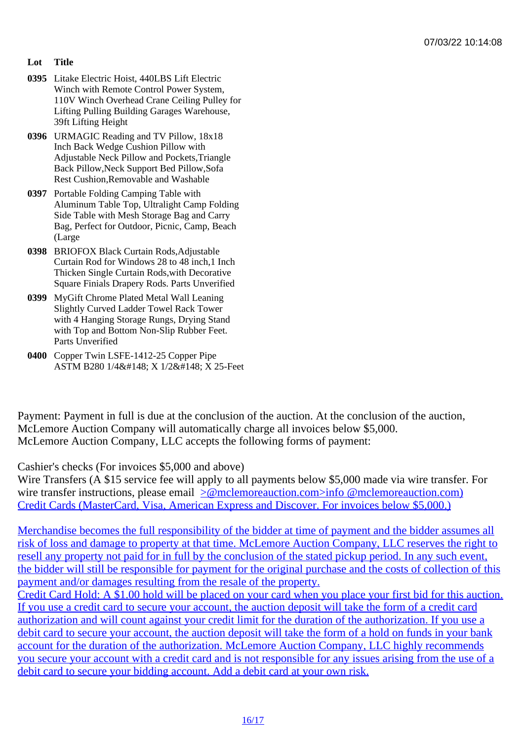07/03/22 10:14:08

| Lot | Title |
| --- | --- |
| 0395 | Litake Electric Hoist, 440LBS Lift Electric Winch with Remote Control Power System, 110V Winch Overhead Crane Ceiling Pulley for Lifting Pulling Building Garages Warehouse, 39ft Lifting Height |
| 0396 | URMAGIC Reading and TV Pillow, 18x18 Inch Back Wedge Cushion Pillow with Adjustable Neck Pillow and Pockets,Triangle Back Pillow,Neck Support Bed Pillow,Sofa Rest Cushion,Removable and Washable |
| 0397 | Portable Folding Camping Table with Aluminum Table Top, Ultralight Camp Folding Side Table with Mesh Storage Bag and Carry Bag, Perfect for Outdoor, Picnic, Camp, Beach (Large |
| 0398 | BRIOFOX Black Curtain Rods,Adjustable Curtain Rod for Windows 28 to 48 inch,1 Inch Thicken Single Curtain Rods,with Decorative Square Finials Drapery Rods. Parts Unverified |
| 0399 | MyGift Chrome Plated Metal Wall Leaning Slightly Curved Ladder Towel Rack Tower with 4 Hanging Storage Rungs, Drying Stand with Top and Bottom Non-Slip Rubber Feet. Parts Unverified |
| 0400 | Copper Twin LSFE-1412-25 Copper Pipe ASTM B280 1/4&#148; X 1/2&#148; X 25-Feet |

Payment: Payment in full is due at the conclusion of the auction. At the conclusion of the auction, McLemore Auction Company will automatically charge all invoices below $5,000.
McLemore Auction Company, LLC accepts the following forms of payment:

Cashier's checks (For invoices $5,000 and above)
Wire Transfers (A $15 service fee will apply to all payments below $5,000 made via wire transfer. For wire transfer instructions, please email >@mclemoreauction.com>info @mclemoreauction.com)
Credit Cards (MasterCard, Visa, American Express and Discover. For invoices below $5,000.)

Merchandise becomes the full responsibility of the bidder at time of payment and the bidder assumes all risk of loss and damage to property at that time. McLemore Auction Company, LLC reserves the right to resell any property not paid for in full by the conclusion of the stated pickup period. In any such event, the bidder will still be responsible for payment for the original purchase and the costs of collection of this payment and/or damages resulting from the resale of the property.
Credit Card Hold: A $1.00 hold will be placed on your card when you place your first bid for this auction. If you use a credit card to secure your account, the auction deposit will take the form of a credit card authorization and will count against your credit limit for the duration of the authorization. If you use a debit card to secure your account, the auction deposit will take the form of a hold on funds in your bank account for the duration of the authorization. McLemore Auction Company, LLC highly recommends you secure your account with a credit card and is not responsible for any issues arising from the use of a debit card to secure your bidding account. Add a debit card at your own risk.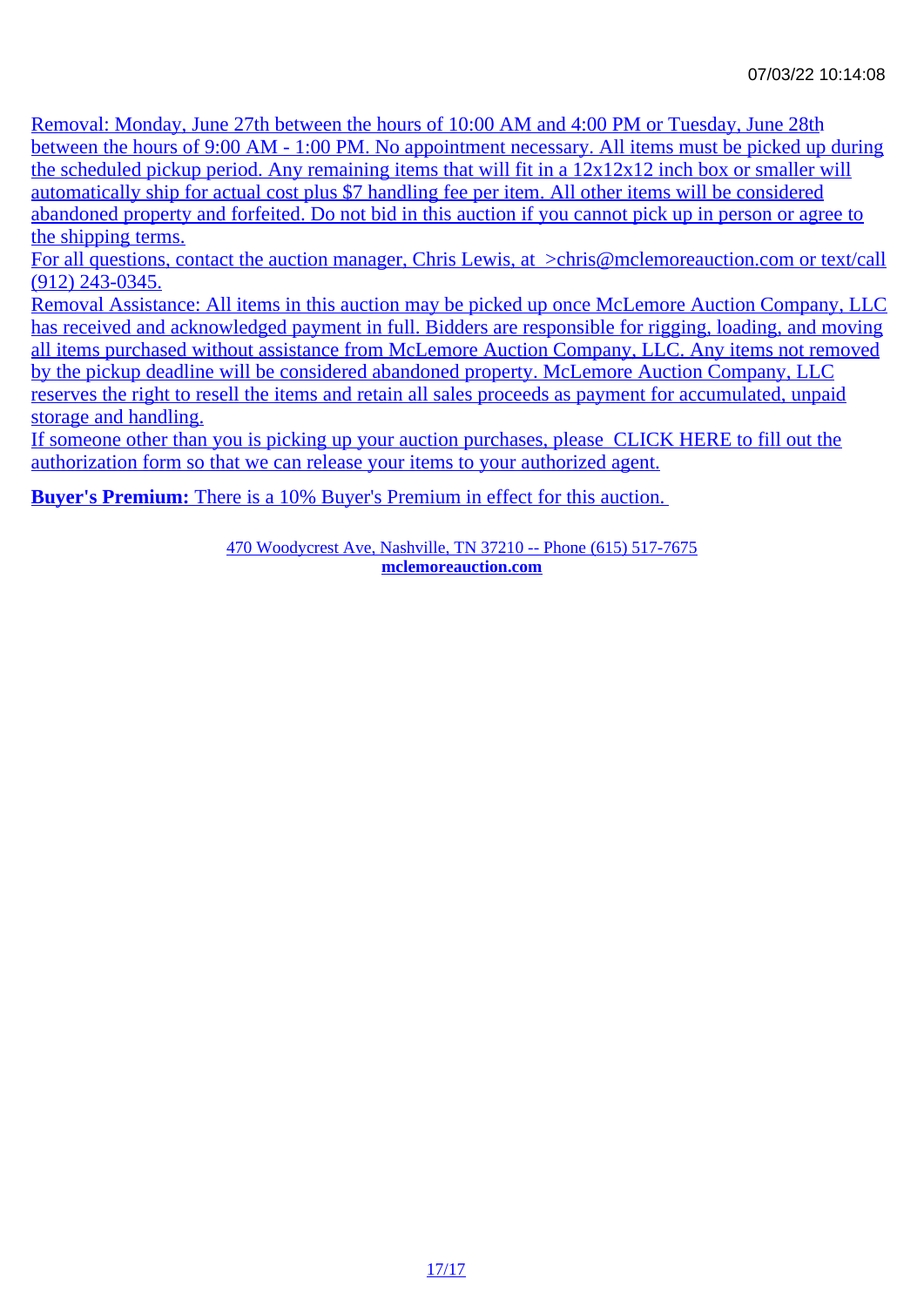Removal: Monday, June 27th between the hours of 10:00 AM and 4:00 PM or Tuesday, June 28th between the hours of 9:00 AM - 1:00 PM. No appointment necessary. All items must be picked up during the scheduled pickup period. Any remaining items that will fit in a 12x12x12 inch box or smaller will automatically ship for actual cost plus $7 handling fee per item. All other items will be considered abandoned property and forfeited. Do not bid in this auction if you cannot pick up in person or agree to the shipping terms.

For all questions, contact the auction manager, Chris Lewis, at >chris@mclemoreauction.com or text/call (912) 243-0345.

Removal Assistance: All items in this auction may be picked up once McLemore Auction Company, LLC has received and acknowledged payment in full. Bidders are responsible for rigging, loading, and moving all items purchased without assistance from McLemore Auction Company, LLC. Any items not removed by the pickup deadline will be considered abandoned property. McLemore Auction Company, LLC reserves the right to resell the items and retain all sales proceeds as payment for accumulated, unpaid storage and handling.

If someone other than you is picking up your auction purchases, please CLICK HERE to fill out the authorization form so that we can release your items to your authorized agent.

**Buyer's Premium:** There is a 10% Buyer's Premium in effect for this auction.

470 Woodycrest Ave, Nashville, TN 37210 -- Phone (615) 517-7675
**mclemoreauction.com**